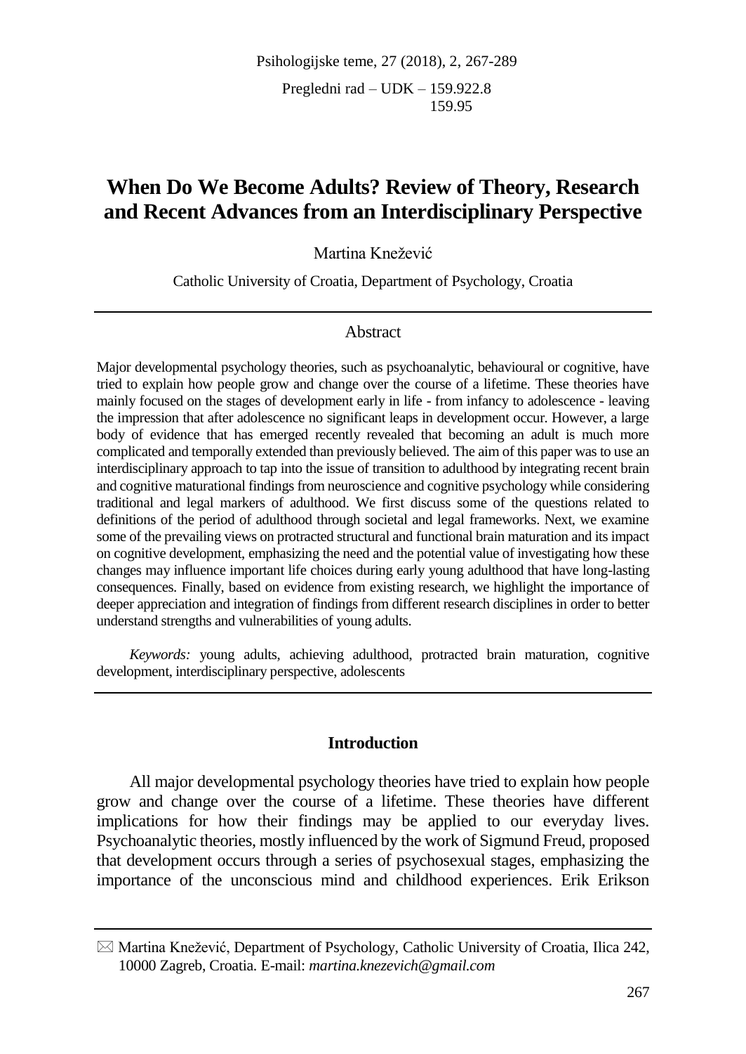Pregledni rad – UDK – 159.922.8
159.95

# When Do We Become Adults? Review of Theory, Research and Recent Advances from an Interdisciplinary Perspective

Martina Knežević

Catholic University of Croatia, Department of Psychology, Croatia

## Abstract

Major developmental psychology theories, such as psychoanalytic, behavioural or cognitive, have tried to explain how people grow and change over the course of a lifetime. These theories have mainly focused on the stages of development early in life - from infancy to adolescence - leaving the impression that after adolescence no significant leaps in development occur. However, a large body of evidence that has emerged recently revealed that becoming an adult is much more complicated and temporally extended than previously believed. The aim of this paper was to use an interdisciplinary approach to tap into the issue of transition to adulthood by integrating recent brain and cognitive maturational findings from neuroscience and cognitive psychology while considering traditional and legal markers of adulthood. We first discuss some of the questions related to definitions of the period of adulthood through societal and legal frameworks. Next, we examine some of the prevailing views on protracted structural and functional brain maturation and its impact on cognitive development, emphasizing the need and the potential value of investigating how these changes may influence important life choices during early young adulthood that have long-lasting consequences. Finally, based on evidence from existing research, we highlight the importance of deeper appreciation and integration of findings from different research disciplines in order to better understand strengths and vulnerabilities of young adults.

*Keywords:* young adults, achieving adulthood, protracted brain maturation, cognitive development, interdisciplinary perspective, adolescents

## Introduction

All major developmental psychology theories have tried to explain how people grow and change over the course of a lifetime. These theories have different implications for how their findings may be applied to our everyday lives. Psychoanalytic theories, mostly influenced by the work of Sigmund Freud, proposed that development occurs through a series of psychosexual stages, emphasizing the importance of the unconscious mind and childhood experiences. Erik Erikson

---

✉ Martina Knežević, Department of Psychology, Catholic University of Croatia, Ilica 242, 10000 Zagreb, Croatia. E-mail: *martina.knezevich@gmail.com*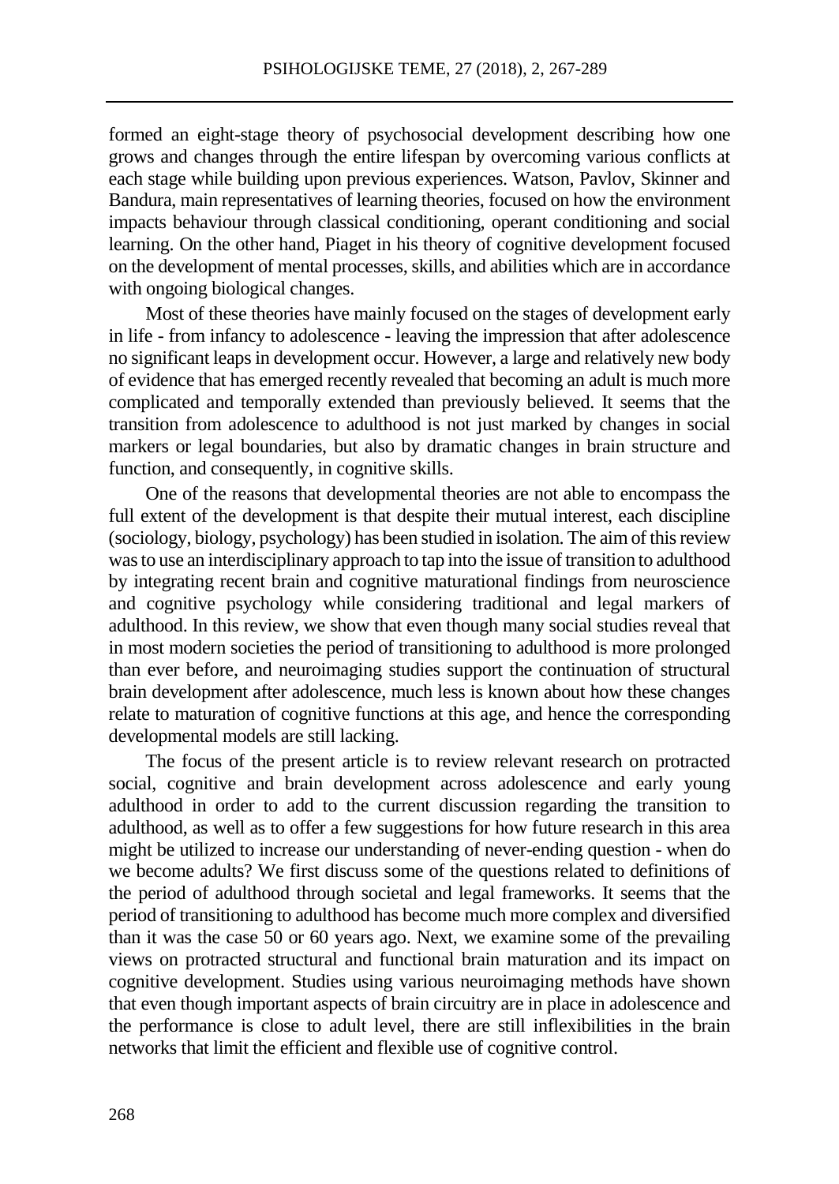formed an eight-stage theory of psychosocial development describing how one grows and changes through the entire lifespan by overcoming various conflicts at each stage while building upon previous experiences. Watson, Pavlov, Skinner and Bandura, main representatives of learning theories, focused on how the environment impacts behaviour through classical conditioning, operant conditioning and social learning. On the other hand, Piaget in his theory of cognitive development focused on the development of mental processes, skills, and abilities which are in accordance with ongoing biological changes.

Most of these theories have mainly focused on the stages of development early in life - from infancy to adolescence - leaving the impression that after adolescence no significant leaps in development occur. However, a large and relatively new body of evidence that has emerged recently revealed that becoming an adult is much more complicated and temporally extended than previously believed. It seems that the transition from adolescence to adulthood is not just marked by changes in social markers or legal boundaries, but also by dramatic changes in brain structure and function, and consequently, in cognitive skills.

One of the reasons that developmental theories are not able to encompass the full extent of the development is that despite their mutual interest, each discipline (sociology, biology, psychology) has been studied in isolation. The aim of this review was to use an interdisciplinary approach to tap into the issue of transition to adulthood by integrating recent brain and cognitive maturational findings from neuroscience and cognitive psychology while considering traditional and legal markers of adulthood. In this review, we show that even though many social studies reveal that in most modern societies the period of transitioning to adulthood is more prolonged than ever before, and neuroimaging studies support the continuation of structural brain development after adolescence, much less is known about how these changes relate to maturation of cognitive functions at this age, and hence the corresponding developmental models are still lacking.

The focus of the present article is to review relevant research on protracted social, cognitive and brain development across adolescence and early young adulthood in order to add to the current discussion regarding the transition to adulthood, as well as to offer a few suggestions for how future research in this area might be utilized to increase our understanding of never-ending question - when do we become adults? We first discuss some of the questions related to definitions of the period of adulthood through societal and legal frameworks. It seems that the period of transitioning to adulthood has become much more complex and diversified than it was the case 50 or 60 years ago. Next, we examine some of the prevailing views on protracted structural and functional brain maturation and its impact on cognitive development. Studies using various neuroimaging methods have shown that even though important aspects of brain circuitry are in place in adolescence and the performance is close to adult level, there are still inflexibilities in the brain networks that limit the efficient and flexible use of cognitive control.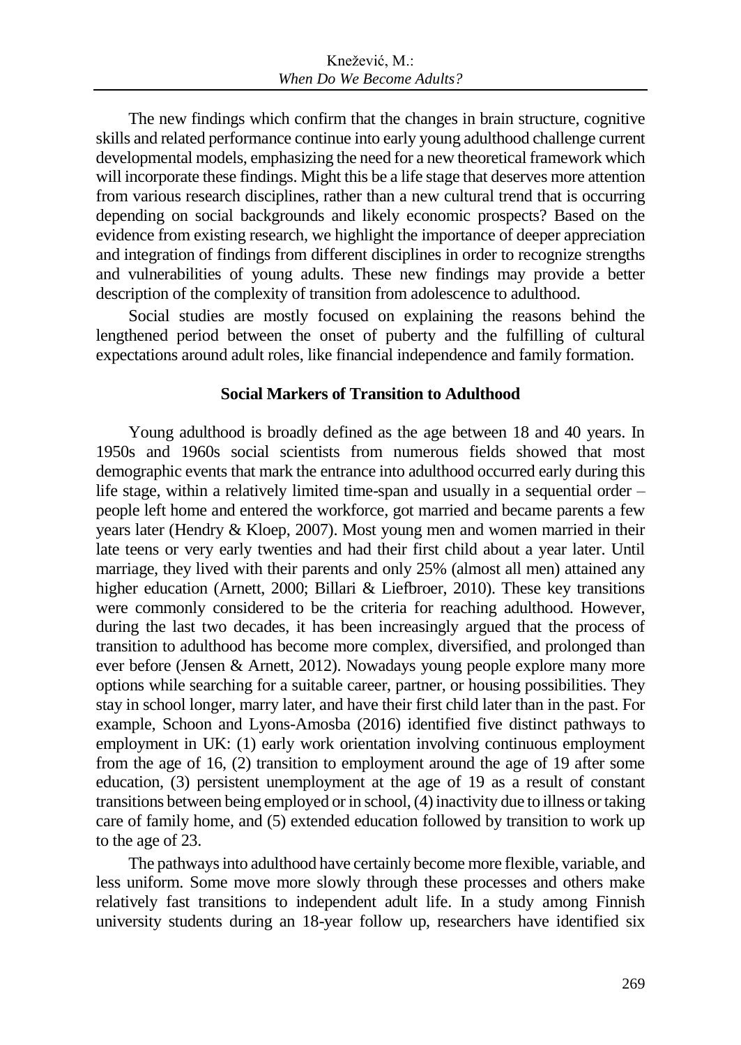The new findings which confirm that the changes in brain structure, cognitive skills and related performance continue into early young adulthood challenge current developmental models, emphasizing the need for a new theoretical framework which will incorporate these findings. Might this be a life stage that deserves more attention from various research disciplines, rather than a new cultural trend that is occurring depending on social backgrounds and likely economic prospects? Based on the evidence from existing research, we highlight the importance of deeper appreciation and integration of findings from different disciplines in order to recognize strengths and vulnerabilities of young adults. These new findings may provide a better description of the complexity of transition from adolescence to adulthood.

Social studies are mostly focused on explaining the reasons behind the lengthened period between the onset of puberty and the fulfilling of cultural expectations around adult roles, like financial independence and family formation.

## Social Markers of Transition to Adulthood

Young adulthood is broadly defined as the age between 18 and 40 years. In 1950s and 1960s social scientists from numerous fields showed that most demographic events that mark the entrance into adulthood occurred early during this life stage, within a relatively limited time-span and usually in a sequential order – people left home and entered the workforce, got married and became parents a few years later (Hendry & Kloep, 2007). Most young men and women married in their late teens or very early twenties and had their first child about a year later. Until marriage, they lived with their parents and only 25% (almost all men) attained any higher education (Arnett, 2000; Billari & Liefbroer, 2010). These key transitions were commonly considered to be the criteria for reaching adulthood. However, during the last two decades, it has been increasingly argued that the process of transition to adulthood has become more complex, diversified, and prolonged than ever before (Jensen & Arnett, 2012). Nowadays young people explore many more options while searching for a suitable career, partner, or housing possibilities. They stay in school longer, marry later, and have their first child later than in the past. For example, Schoon and Lyons-Amosba (2016) identified five distinct pathways to employment in UK: (1) early work orientation involving continuous employment from the age of 16, (2) transition to employment around the age of 19 after some education, (3) persistent unemployment at the age of 19 as a result of constant transitions between being employed or in school, (4) inactivity due to illness or taking care of family home, and (5) extended education followed by transition to work up to the age of 23.

The pathways into adulthood have certainly become more flexible, variable, and less uniform. Some move more slowly through these processes and others make relatively fast transitions to independent adult life. In a study among Finnish university students during an 18-year follow up, researchers have identified six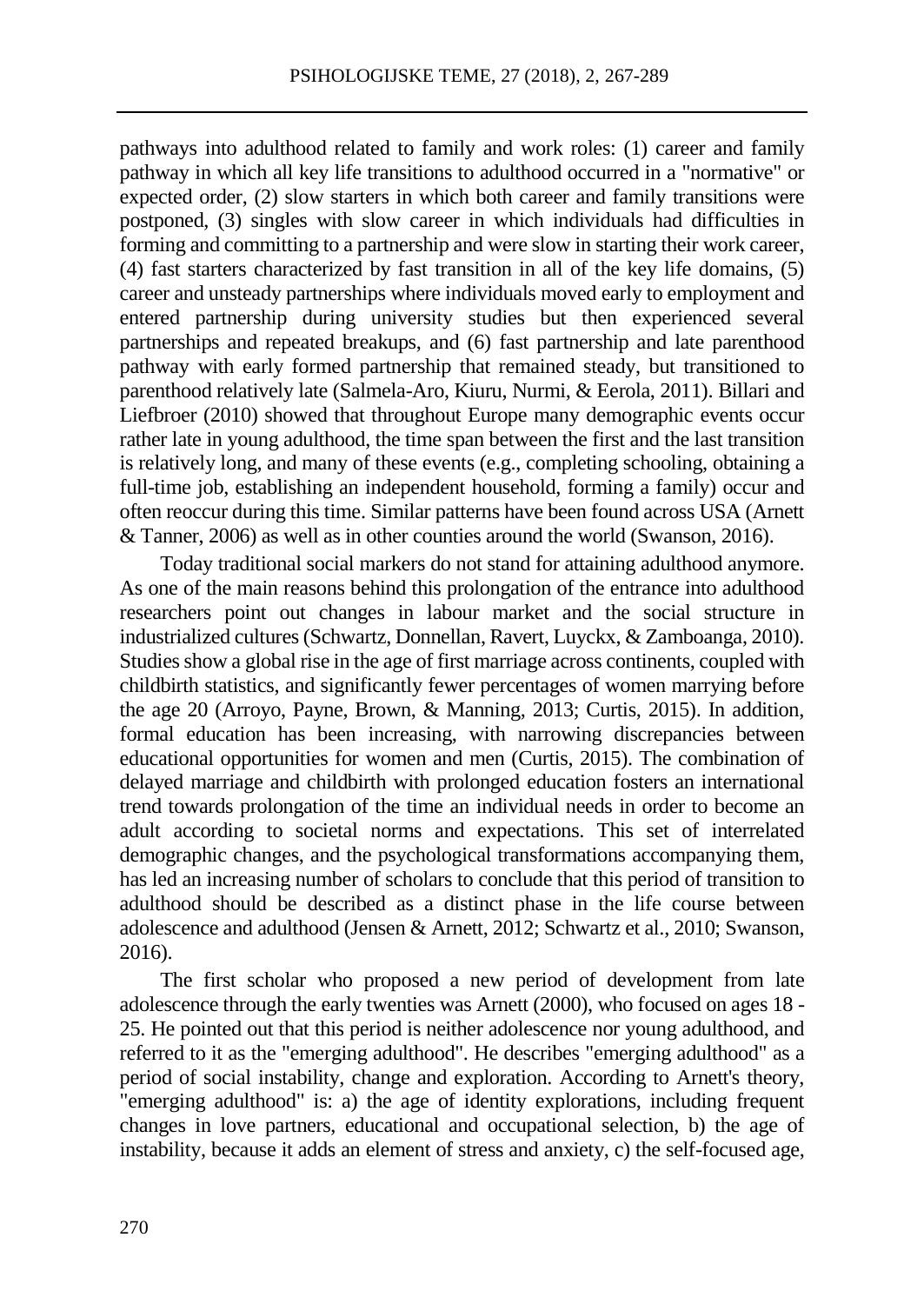pathways into adulthood related to family and work roles: (1) career and family pathway in which all key life transitions to adulthood occurred in a "normative" or expected order, (2) slow starters in which both career and family transitions were postponed, (3) singles with slow career in which individuals had difficulties in forming and committing to a partnership and were slow in starting their work career, (4) fast starters characterized by fast transition in all of the key life domains, (5) career and unsteady partnerships where individuals moved early to employment and entered partnership during university studies but then experienced several partnerships and repeated breakups, and (6) fast partnership and late parenthood pathway with early formed partnership that remained steady, but transitioned to parenthood relatively late (Salmela-Aro, Kiuru, Nurmi, & Eerola, 2011). Billari and Liefbroer (2010) showed that throughout Europe many demographic events occur rather late in young adulthood, the time span between the first and the last transition is relatively long, and many of these events (e.g., completing schooling, obtaining a full-time job, establishing an independent household, forming a family) occur and often reoccur during this time. Similar patterns have been found across USA (Arnett & Tanner, 2006) as well as in other counties around the world (Swanson, 2016).

Today traditional social markers do not stand for attaining adulthood anymore. As one of the main reasons behind this prolongation of the entrance into adulthood researchers point out changes in labour market and the social structure in industrialized cultures (Schwartz, Donnellan, Ravert, Luyckx, & Zamboanga, 2010). Studies show a global rise in the age of first marriage across continents, coupled with childbirth statistics, and significantly fewer percentages of women marrying before the age 20 (Arroyo, Payne, Brown, & Manning, 2013; Curtis, 2015). In addition, formal education has been increasing, with narrowing discrepancies between educational opportunities for women and men (Curtis, 2015). The combination of delayed marriage and childbirth with prolonged education fosters an international trend towards prolongation of the time an individual needs in order to become an adult according to societal norms and expectations. This set of interrelated demographic changes, and the psychological transformations accompanying them, has led an increasing number of scholars to conclude that this period of transition to adulthood should be described as a distinct phase in the life course between adolescence and adulthood (Jensen & Arnett, 2012; Schwartz et al., 2010; Swanson, 2016).

The first scholar who proposed a new period of development from late adolescence through the early twenties was Arnett (2000), who focused on ages 18 - 25. He pointed out that this period is neither adolescence nor young adulthood, and referred to it as the "emerging adulthood". He describes "emerging adulthood" as a period of social instability, change and exploration. According to Arnett's theory, "emerging adulthood" is: a) the age of identity explorations, including frequent changes in love partners, educational and occupational selection, b) the age of instability, because it adds an element of stress and anxiety, c) the self-focused age,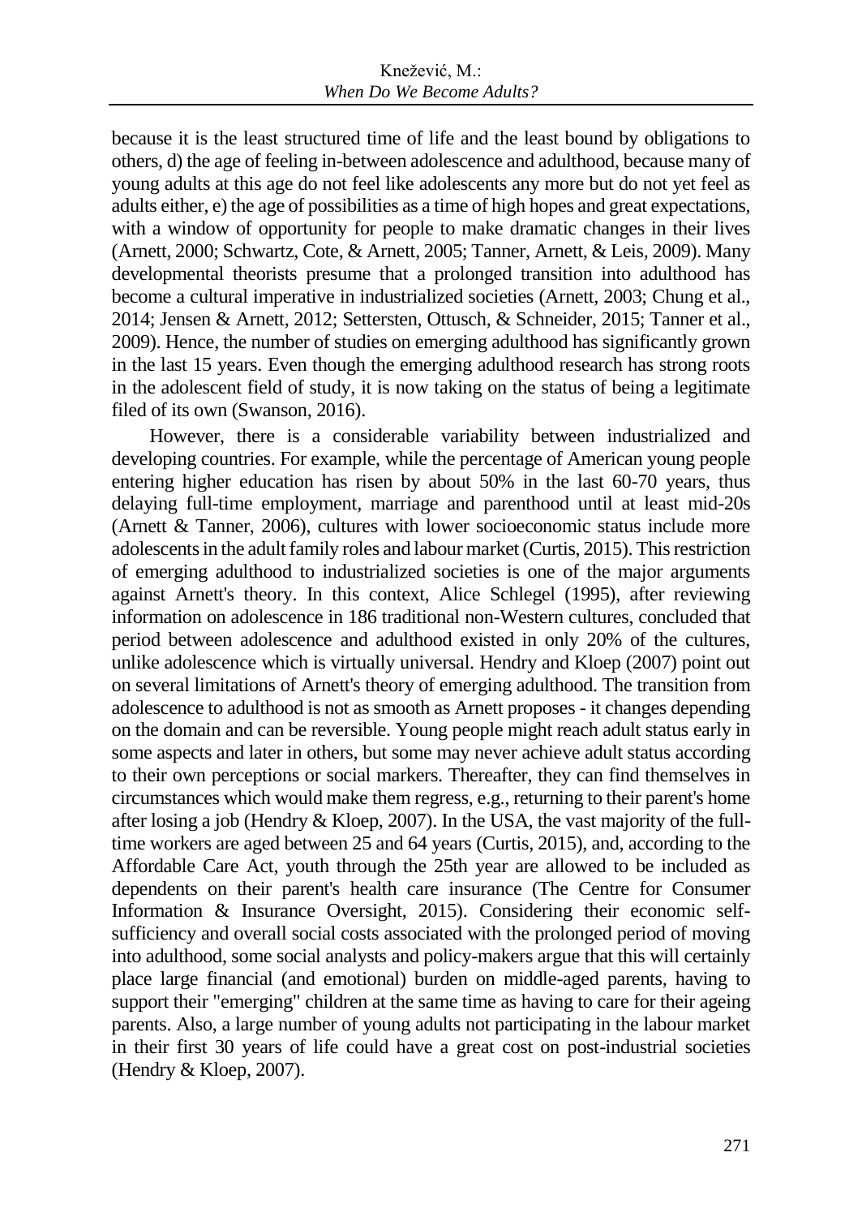because it is the least structured time of life and the least bound by obligations to others, d) the age of feeling in-between adolescence and adulthood, because many of young adults at this age do not feel like adolescents any more but do not yet feel as adults either, e) the age of possibilities as a time of high hopes and great expectations, with a window of opportunity for people to make dramatic changes in their lives (Arnett, 2000; Schwartz, Cote, & Arnett, 2005; Tanner, Arnett, & Leis, 2009). Many developmental theorists presume that a prolonged transition into adulthood has become a cultural imperative in industrialized societies (Arnett, 2003; Chung et al., 2014; Jensen & Arnett, 2012; Settersten, Ottusch, & Schneider, 2015; Tanner et al., 2009). Hence, the number of studies on emerging adulthood has significantly grown in the last 15 years. Even though the emerging adulthood research has strong roots in the adolescent field of study, it is now taking on the status of being a legitimate filed of its own (Swanson, 2016).

However, there is a considerable variability between industrialized and developing countries. For example, while the percentage of American young people entering higher education has risen by about 50% in the last 60-70 years, thus delaying full-time employment, marriage and parenthood until at least mid-20s (Arnett & Tanner, 2006), cultures with lower socioeconomic status include more adolescents in the adult family roles and labour market (Curtis, 2015). This restriction of emerging adulthood to industrialized societies is one of the major arguments against Arnett's theory. In this context, Alice Schlegel (1995), after reviewing information on adolescence in 186 traditional non-Western cultures, concluded that period between adolescence and adulthood existed in only 20% of the cultures, unlike adolescence which is virtually universal. Hendry and Kloep (2007) point out on several limitations of Arnett's theory of emerging adulthood. The transition from adolescence to adulthood is not as smooth as Arnett proposes - it changes depending on the domain and can be reversible. Young people might reach adult status early in some aspects and later in others, but some may never achieve adult status according to their own perceptions or social markers. Thereafter, they can find themselves in circumstances which would make them regress, e.g., returning to their parent's home after losing a job (Hendry & Kloep, 2007). In the USA, the vast majority of the full-time workers are aged between 25 and 64 years (Curtis, 2015), and, according to the Affordable Care Act, youth through the 25th year are allowed to be included as dependents on their parent's health care insurance (The Centre for Consumer Information & Insurance Oversight, 2015). Considering their economic self-sufficiency and overall social costs associated with the prolonged period of moving into adulthood, some social analysts and policy-makers argue that this will certainly place large financial (and emotional) burden on middle-aged parents, having to support their "emerging" children at the same time as having to care for their ageing parents. Also, a large number of young adults not participating in the labour market in their first 30 years of life could have a great cost on post-industrial societies (Hendry & Kloep, 2007).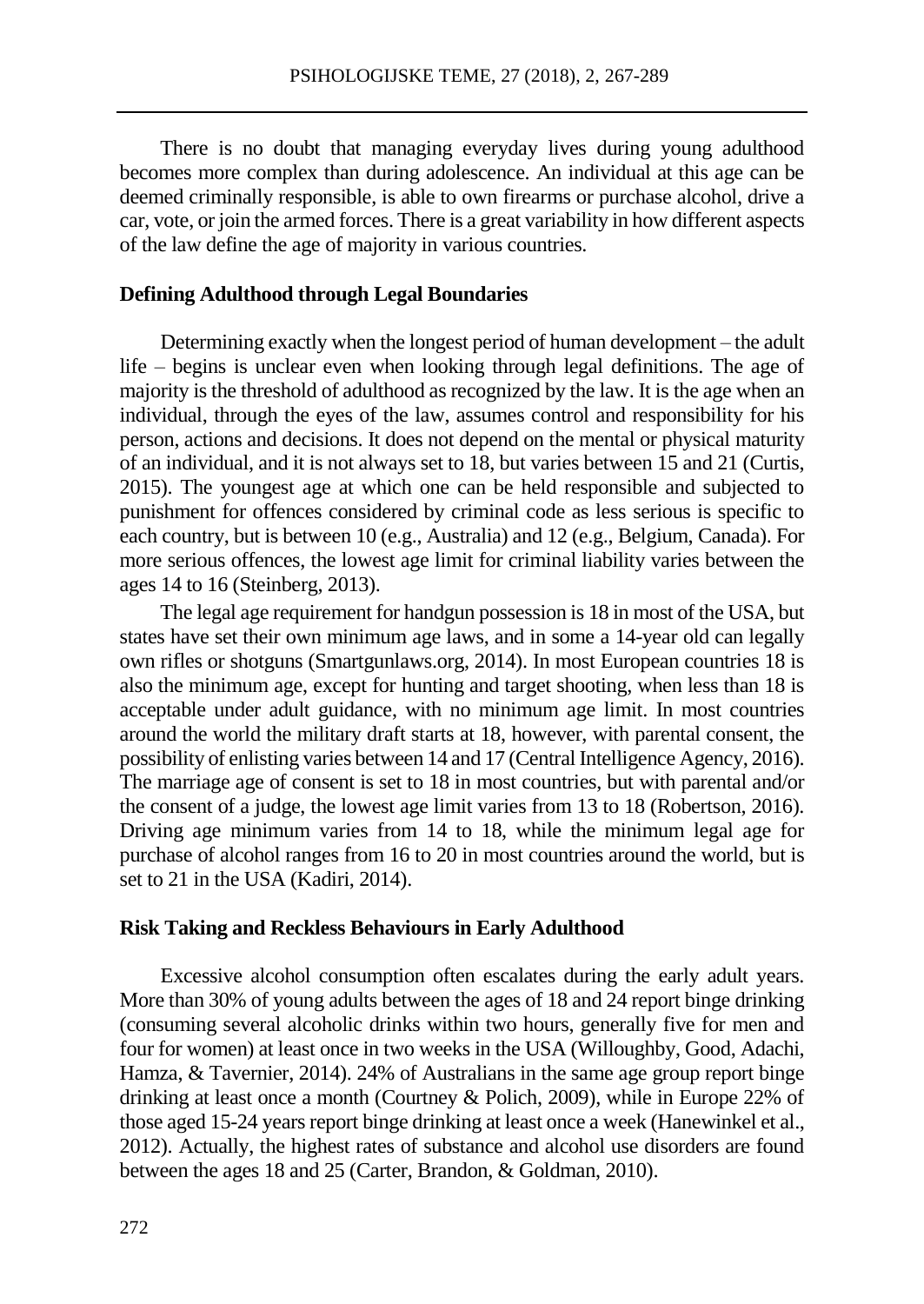There is no doubt that managing everyday lives during young adulthood becomes more complex than during adolescence. An individual at this age can be deemed criminally responsible, is able to own firearms or purchase alcohol, drive a car, vote, or join the armed forces. There is a great variability in how different aspects of the law define the age of majority in various countries.

## Defining Adulthood through Legal Boundaries

Determining exactly when the longest period of human development – the adult life – begins is unclear even when looking through legal definitions. The age of majority is the threshold of adulthood as recognized by the law. It is the age when an individual, through the eyes of the law, assumes control and responsibility for his person, actions and decisions. It does not depend on the mental or physical maturity of an individual, and it is not always set to 18, but varies between 15 and 21 (Curtis, 2015). The youngest age at which one can be held responsible and subjected to punishment for offences considered by criminal code as less serious is specific to each country, but is between 10 (e.g., Australia) and 12 (e.g., Belgium, Canada). For more serious offences, the lowest age limit for criminal liability varies between the ages 14 to 16 (Steinberg, 2013).

The legal age requirement for handgun possession is 18 in most of the USA, but states have set their own minimum age laws, and in some a 14-year old can legally own rifles or shotguns (Smartgunlaws.org, 2014). In most European countries 18 is also the minimum age, except for hunting and target shooting, when less than 18 is acceptable under adult guidance, with no minimum age limit. In most countries around the world the military draft starts at 18, however, with parental consent, the possibility of enlisting varies between 14 and 17 (Central Intelligence Agency, 2016). The marriage age of consent is set to 18 in most countries, but with parental and/or the consent of a judge, the lowest age limit varies from 13 to 18 (Robertson, 2016). Driving age minimum varies from 14 to 18, while the minimum legal age for purchase of alcohol ranges from 16 to 20 in most countries around the world, but is set to 21 in the USA (Kadiri, 2014).

## Risk Taking and Reckless Behaviours in Early Adulthood

Excessive alcohol consumption often escalates during the early adult years. More than 30% of young adults between the ages of 18 and 24 report binge drinking (consuming several alcoholic drinks within two hours, generally five for men and four for women) at least once in two weeks in the USA (Willoughby, Good, Adachi, Hamza, & Tavernier, 2014). 24% of Australians in the same age group report binge drinking at least once a month (Courtney & Polich, 2009), while in Europe 22% of those aged 15-24 years report binge drinking at least once a week (Hanewinkel et al., 2012). Actually, the highest rates of substance and alcohol use disorders are found between the ages 18 and 25 (Carter, Brandon, & Goldman, 2010).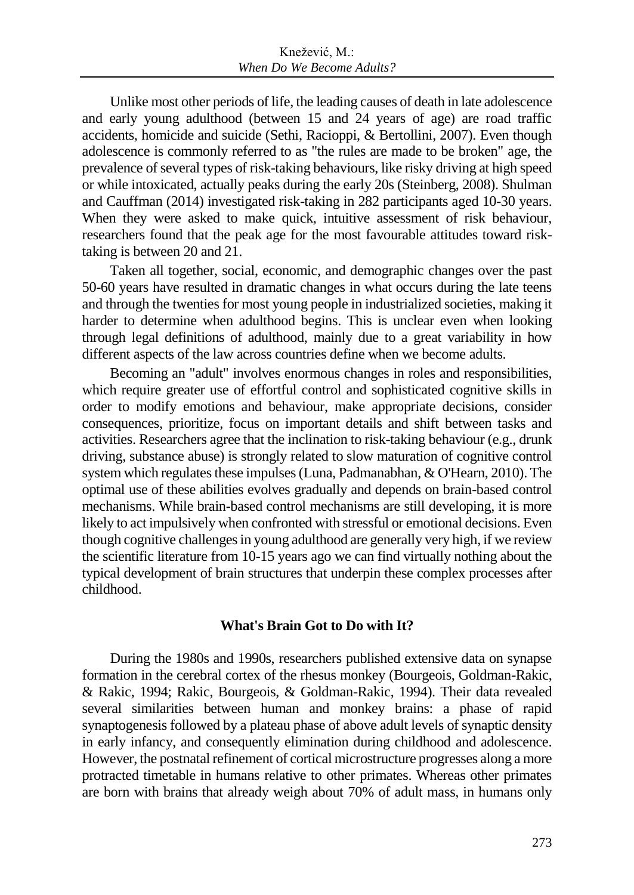Unlike most other periods of life, the leading causes of death in late adolescence and early young adulthood (between 15 and 24 years of age) are road traffic accidents, homicide and suicide (Sethi, Racioppi, & Bertollini, 2007). Even though adolescence is commonly referred to as "the rules are made to be broken" age, the prevalence of several types of risk-taking behaviours, like risky driving at high speed or while intoxicated, actually peaks during the early 20s (Steinberg, 2008). Shulman and Cauffman (2014) investigated risk-taking in 282 participants aged 10-30 years. When they were asked to make quick, intuitive assessment of risk behaviour, researchers found that the peak age for the most favourable attitudes toward risk-taking is between 20 and 21.

Taken all together, social, economic, and demographic changes over the past 50-60 years have resulted in dramatic changes in what occurs during the late teens and through the twenties for most young people in industrialized societies, making it harder to determine when adulthood begins. This is unclear even when looking through legal definitions of adulthood, mainly due to a great variability in how different aspects of the law across countries define when we become adults.

Becoming an "adult" involves enormous changes in roles and responsibilities, which require greater use of effortful control and sophisticated cognitive skills in order to modify emotions and behaviour, make appropriate decisions, consider consequences, prioritize, focus on important details and shift between tasks and activities. Researchers agree that the inclination to risk-taking behaviour (e.g., drunk driving, substance abuse) is strongly related to slow maturation of cognitive control system which regulates these impulses (Luna, Padmanabhan, & O'Hearn, 2010). The optimal use of these abilities evolves gradually and depends on brain-based control mechanisms. While brain-based control mechanisms are still developing, it is more likely to act impulsively when confronted with stressful or emotional decisions. Even though cognitive challenges in young adulthood are generally very high, if we review the scientific literature from 10-15 years ago we can find virtually nothing about the typical development of brain structures that underpin these complex processes after childhood.

## What's Brain Got to Do with It?

During the 1980s and 1990s, researchers published extensive data on synapse formation in the cerebral cortex of the rhesus monkey (Bourgeois, Goldman-Rakic, & Rakic, 1994; Rakic, Bourgeois, & Goldman-Rakic, 1994). Their data revealed several similarities between human and monkey brains: a phase of rapid synaptogenesis followed by a plateau phase of above adult levels of synaptic density in early infancy, and consequently elimination during childhood and adolescence. However, the postnatal refinement of cortical microstructure progresses along a more protracted timetable in humans relative to other primates. Whereas other primates are born with brains that already weigh about 70% of adult mass, in humans only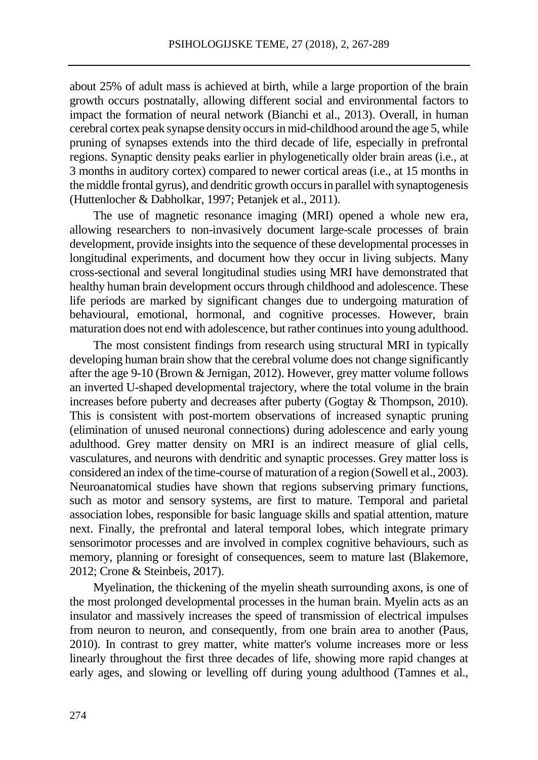about 25% of adult mass is achieved at birth, while a large proportion of the brain growth occurs postnatally, allowing different social and environmental factors to impact the formation of neural network (Bianchi et al., 2013). Overall, in human cerebral cortex peak synapse density occurs in mid-childhood around the age 5, while pruning of synapses extends into the third decade of life, especially in prefrontal regions. Synaptic density peaks earlier in phylogenetically older brain areas (i.e., at 3 months in auditory cortex) compared to newer cortical areas (i.e., at 15 months in the middle frontal gyrus), and dendritic growth occurs in parallel with synaptogenesis (Huttenlocher & Dabholkar, 1997; Petanjek et al., 2011).

The use of magnetic resonance imaging (MRI) opened a whole new era, allowing researchers to non-invasively document large-scale processes of brain development, provide insights into the sequence of these developmental processes in longitudinal experiments, and document how they occur in living subjects. Many cross-sectional and several longitudinal studies using MRI have demonstrated that healthy human brain development occurs through childhood and adolescence. These life periods are marked by significant changes due to undergoing maturation of behavioural, emotional, hormonal, and cognitive processes. However, brain maturation does not end with adolescence, but rather continues into young adulthood.

The most consistent findings from research using structural MRI in typically developing human brain show that the cerebral volume does not change significantly after the age 9-10 (Brown & Jernigan, 2012). However, grey matter volume follows an inverted U-shaped developmental trajectory, where the total volume in the brain increases before puberty and decreases after puberty (Gogtay & Thompson, 2010). This is consistent with post-mortem observations of increased synaptic pruning (elimination of unused neuronal connections) during adolescence and early young adulthood. Grey matter density on MRI is an indirect measure of glial cells, vasculatures, and neurons with dendritic and synaptic processes. Grey matter loss is considered an index of the time-course of maturation of a region (Sowell et al., 2003). Neuroanatomical studies have shown that regions subserving primary functions, such as motor and sensory systems, are first to mature. Temporal and parietal association lobes, responsible for basic language skills and spatial attention, mature next. Finally, the prefrontal and lateral temporal lobes, which integrate primary sensorimotor processes and are involved in complex cognitive behaviours, such as memory, planning or foresight of consequences, seem to mature last (Blakemore, 2012; Crone & Steinbeis, 2017).

Myelination, the thickening of the myelin sheath surrounding axons, is one of the most prolonged developmental processes in the human brain. Myelin acts as an insulator and massively increases the speed of transmission of electrical impulses from neuron to neuron, and consequently, from one brain area to another (Paus, 2010). In contrast to grey matter, white matter's volume increases more or less linearly throughout the first three decades of life, showing more rapid changes at early ages, and slowing or levelling off during young adulthood (Tamnes et al.,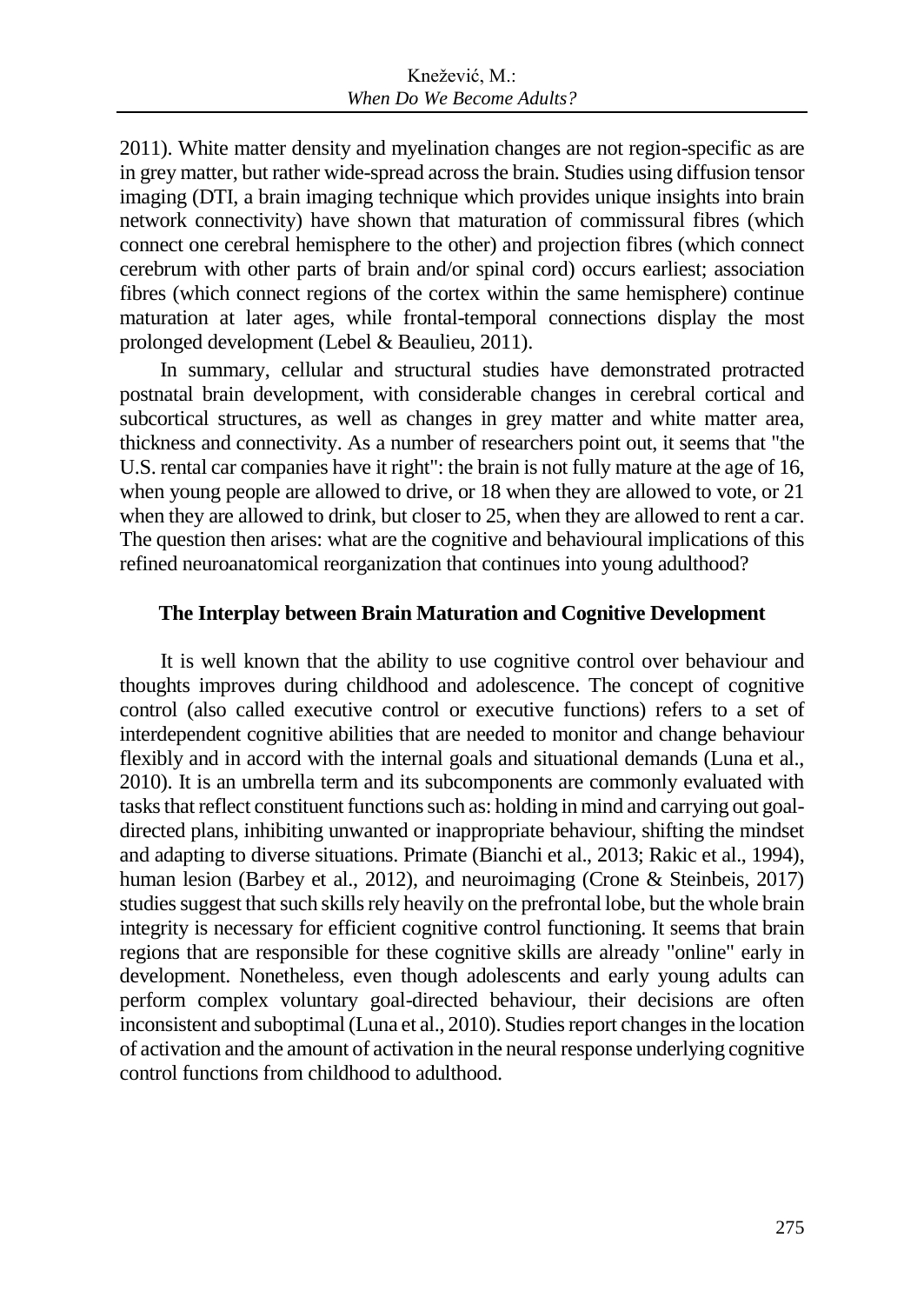2011). White matter density and myelination changes are not region-specific as are in grey matter, but rather wide-spread across the brain. Studies using diffusion tensor imaging (DTI, a brain imaging technique which provides unique insights into brain network connectivity) have shown that maturation of commissural fibres (which connect one cerebral hemisphere to the other) and projection fibres (which connect cerebrum with other parts of brain and/or spinal cord) occurs earliest; association fibres (which connect regions of the cortex within the same hemisphere) continue maturation at later ages, while frontal-temporal connections display the most prolonged development (Lebel & Beaulieu, 2011).

In summary, cellular and structural studies have demonstrated protracted postnatal brain development, with considerable changes in cerebral cortical and subcortical structures, as well as changes in grey matter and white matter area, thickness and connectivity. As a number of researchers point out, it seems that "the U.S. rental car companies have it right": the brain is not fully mature at the age of 16, when young people are allowed to drive, or 18 when they are allowed to vote, or 21 when they are allowed to drink, but closer to 25, when they are allowed to rent a car. The question then arises: what are the cognitive and behavioural implications of this refined neuroanatomical reorganization that continues into young adulthood?

## The Interplay between Brain Maturation and Cognitive Development

It is well known that the ability to use cognitive control over behaviour and thoughts improves during childhood and adolescence. The concept of cognitive control (also called executive control or executive functions) refers to a set of interdependent cognitive abilities that are needed to monitor and change behaviour flexibly and in accord with the internal goals and situational demands (Luna et al., 2010). It is an umbrella term and its subcomponents are commonly evaluated with tasks that reflect constituent functions such as: holding in mind and carrying out goal-directed plans, inhibiting unwanted or inappropriate behaviour, shifting the mindset and adapting to diverse situations. Primate (Bianchi et al., 2013; Rakic et al., 1994), human lesion (Barbey et al., 2012), and neuroimaging (Crone & Steinbeis, 2017) studies suggest that such skills rely heavily on the prefrontal lobe, but the whole brain integrity is necessary for efficient cognitive control functioning. It seems that brain regions that are responsible for these cognitive skills are already "online" early in development. Nonetheless, even though adolescents and early young adults can perform complex voluntary goal-directed behaviour, their decisions are often inconsistent and suboptimal (Luna et al., 2010). Studies report changes in the location of activation and the amount of activation in the neural response underlying cognitive control functions from childhood to adulthood.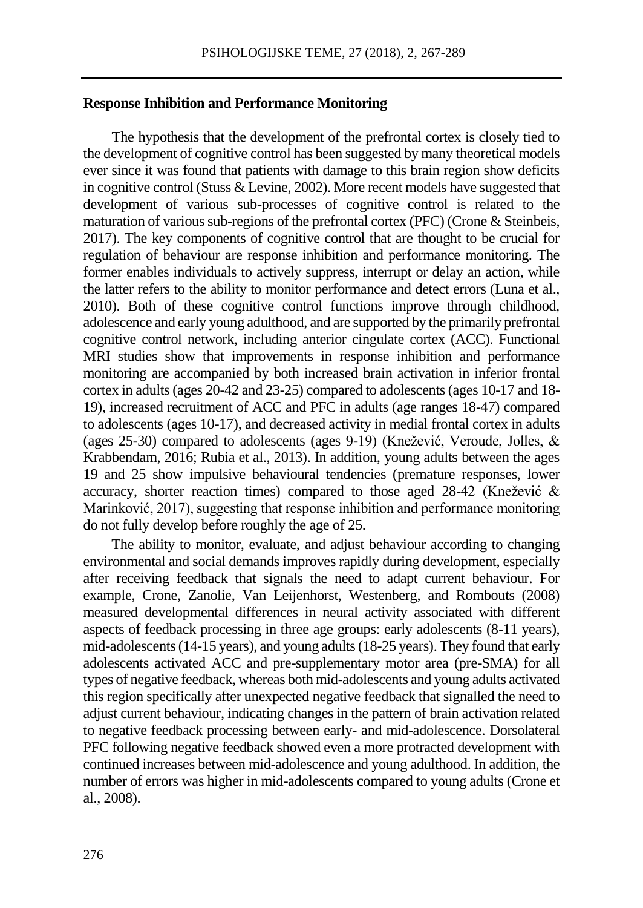**Response Inhibition and Performance Monitoring**

The hypothesis that the development of the prefrontal cortex is closely tied to the development of cognitive control has been suggested by many theoretical models ever since it was found that patients with damage to this brain region show deficits in cognitive control (Stuss & Levine, 2002). More recent models have suggested that development of various sub-processes of cognitive control is related to the maturation of various sub-regions of the prefrontal cortex (PFC) (Crone & Steinbeis, 2017). The key components of cognitive control that are thought to be crucial for regulation of behaviour are response inhibition and performance monitoring. The former enables individuals to actively suppress, interrupt or delay an action, while the latter refers to the ability to monitor performance and detect errors (Luna et al., 2010). Both of these cognitive control functions improve through childhood, adolescence and early young adulthood, and are supported by the primarily prefrontal cognitive control network, including anterior cingulate cortex (ACC). Functional MRI studies show that improvements in response inhibition and performance monitoring are accompanied by both increased brain activation in inferior frontal cortex in adults (ages 20-42 and 23-25) compared to adolescents (ages 10-17 and 18-19), increased recruitment of ACC and PFC in adults (age ranges 18-47) compared to adolescents (ages 10-17), and decreased activity in medial frontal cortex in adults (ages 25-30) compared to adolescents (ages 9-19) (Knežević, Veroude, Jolles, & Krabbendam, 2016; Rubia et al., 2013). In addition, young adults between the ages 19 and 25 show impulsive behavioural tendencies (premature responses, lower accuracy, shorter reaction times) compared to those aged 28-42 (Knežević & Marinković, 2017), suggesting that response inhibition and performance monitoring do not fully develop before roughly the age of 25.

The ability to monitor, evaluate, and adjust behaviour according to changing environmental and social demands improves rapidly during development, especially after receiving feedback that signals the need to adapt current behaviour. For example, Crone, Zanolie, Van Leijenhorst, Westenberg, and Rombouts (2008) measured developmental differences in neural activity associated with different aspects of feedback processing in three age groups: early adolescents (8-11 years), mid-adolescents (14-15 years), and young adults (18-25 years). They found that early adolescents activated ACC and pre-supplementary motor area (pre-SMA) for all types of negative feedback, whereas both mid-adolescents and young adults activated this region specifically after unexpected negative feedback that signalled the need to adjust current behaviour, indicating changes in the pattern of brain activation related to negative feedback processing between early- and mid-adolescence. Dorsolateral PFC following negative feedback showed even a more protracted development with continued increases between mid-adolescence and young adulthood. In addition, the number of errors was higher in mid-adolescents compared to young adults (Crone et al., 2008).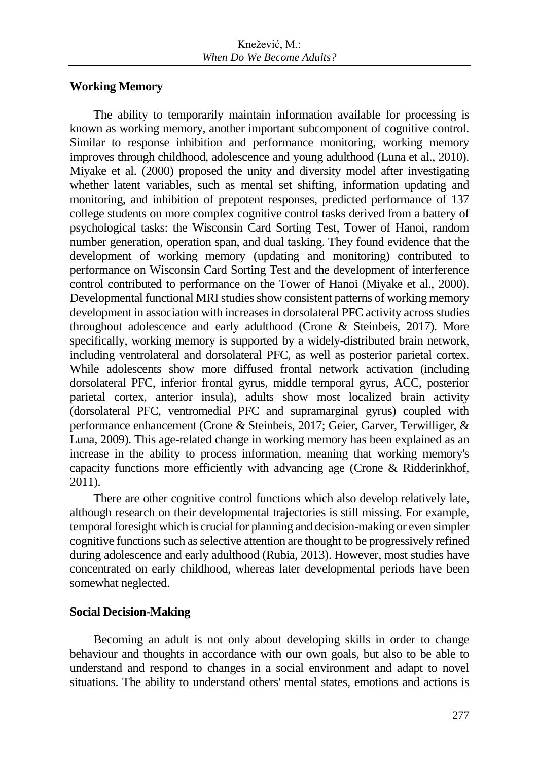## Working Memory

The ability to temporarily maintain information available for processing is known as working memory, another important subcomponent of cognitive control. Similar to response inhibition and performance monitoring, working memory improves through childhood, adolescence and young adulthood (Luna et al., 2010). Miyake et al. (2000) proposed the unity and diversity model after investigating whether latent variables, such as mental set shifting, information updating and monitoring, and inhibition of prepotent responses, predicted performance of 137 college students on more complex cognitive control tasks derived from a battery of psychological tasks: the Wisconsin Card Sorting Test, Tower of Hanoi, random number generation, operation span, and dual tasking. They found evidence that the development of working memory (updating and monitoring) contributed to performance on Wisconsin Card Sorting Test and the development of interference control contributed to performance on the Tower of Hanoi (Miyake et al., 2000). Developmental functional MRI studies show consistent patterns of working memory development in association with increases in dorsolateral PFC activity across studies throughout adolescence and early adulthood (Crone & Steinbeis, 2017). More specifically, working memory is supported by a widely-distributed brain network, including ventrolateral and dorsolateral PFC, as well as posterior parietal cortex. While adolescents show more diffused frontal network activation (including dorsolateral PFC, inferior frontal gyrus, middle temporal gyrus, ACC, posterior parietal cortex, anterior insula), adults show most localized brain activity (dorsolateral PFC, ventromedial PFC and supramarginal gyrus) coupled with performance enhancement (Crone & Steinbeis, 2017; Geier, Garver, Terwilliger, & Luna, 2009). This age-related change in working memory has been explained as an increase in the ability to process information, meaning that working memory's capacity functions more efficiently with advancing age (Crone & Ridderinkhof, 2011).

There are other cognitive control functions which also develop relatively late, although research on their developmental trajectories is still missing. For example, temporal foresight which is crucial for planning and decision-making or even simpler cognitive functions such as selective attention are thought to be progressively refined during adolescence and early adulthood (Rubia, 2013). However, most studies have concentrated on early childhood, whereas later developmental periods have been somewhat neglected.

## Social Decision-Making

Becoming an adult is not only about developing skills in order to change behaviour and thoughts in accordance with our own goals, but also to be able to understand and respond to changes in a social environment and adapt to novel situations. The ability to understand others' mental states, emotions and actions is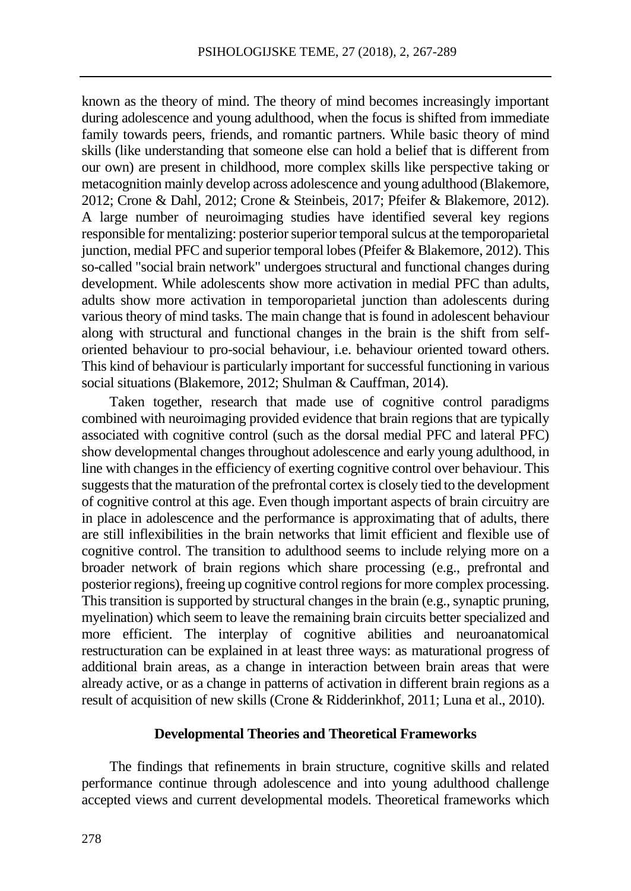known as the theory of mind. The theory of mind becomes increasingly important during adolescence and young adulthood, when the focus is shifted from immediate family towards peers, friends, and romantic partners. While basic theory of mind skills (like understanding that someone else can hold a belief that is different from our own) are present in childhood, more complex skills like perspective taking or metacognition mainly develop across adolescence and young adulthood (Blakemore, 2012; Crone & Dahl, 2012; Crone & Steinbeis, 2017; Pfeifer & Blakemore, 2012). A large number of neuroimaging studies have identified several key regions responsible for mentalizing: posterior superior temporal sulcus at the temporoparietal junction, medial PFC and superior temporal lobes (Pfeifer & Blakemore, 2012). This so-called "social brain network" undergoes structural and functional changes during development. While adolescents show more activation in medial PFC than adults, adults show more activation in temporoparietal junction than adolescents during various theory of mind tasks. The main change that is found in adolescent behaviour along with structural and functional changes in the brain is the shift from self-oriented behaviour to pro-social behaviour, i.e. behaviour oriented toward others. This kind of behaviour is particularly important for successful functioning in various social situations (Blakemore, 2012; Shulman & Cauffman, 2014).

Taken together, research that made use of cognitive control paradigms combined with neuroimaging provided evidence that brain regions that are typically associated with cognitive control (such as the dorsal medial PFC and lateral PFC) show developmental changes throughout adolescence and early young adulthood, in line with changes in the efficiency of exerting cognitive control over behaviour. This suggests that the maturation of the prefrontal cortex is closely tied to the development of cognitive control at this age. Even though important aspects of brain circuitry are in place in adolescence and the performance is approximating that of adults, there are still inflexibilities in the brain networks that limit efficient and flexible use of cognitive control. The transition to adulthood seems to include relying more on a broader network of brain regions which share processing (e.g., prefrontal and posterior regions), freeing up cognitive control regions for more complex processing. This transition is supported by structural changes in the brain (e.g., synaptic pruning, myelination) which seem to leave the remaining brain circuits better specialized and more efficient. The interplay of cognitive abilities and neuroanatomical restructuration can be explained in at least three ways: as maturational progress of additional brain areas, as a change in interaction between brain areas that were already active, or as a change in patterns of activation in different brain regions as a result of acquisition of new skills (Crone & Ridderinkhof, 2011; Luna et al., 2010).

## Developmental Theories and Theoretical Frameworks

The findings that refinements in brain structure, cognitive skills and related performance continue through adolescence and into young adulthood challenge accepted views and current developmental models. Theoretical frameworks which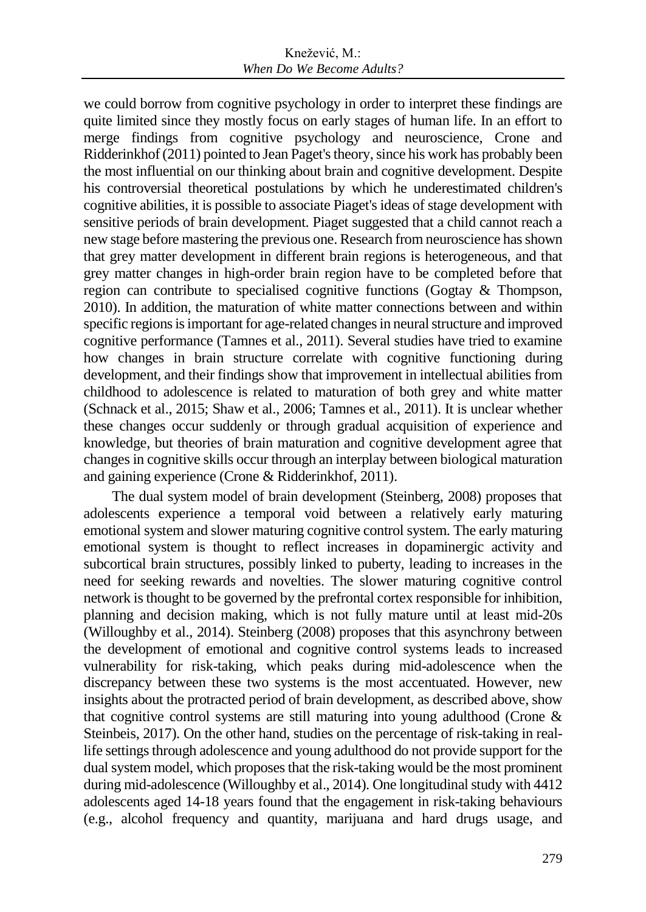we could borrow from cognitive psychology in order to interpret these findings are quite limited since they mostly focus on early stages of human life. In an effort to merge findings from cognitive psychology and neuroscience, Crone and Ridderinkhof (2011) pointed to Jean Paget's theory, since his work has probably been the most influential on our thinking about brain and cognitive development. Despite his controversial theoretical postulations by which he underestimated children's cognitive abilities, it is possible to associate Piaget's ideas of stage development with sensitive periods of brain development. Piaget suggested that a child cannot reach a new stage before mastering the previous one. Research from neuroscience has shown that grey matter development in different brain regions is heterogeneous, and that grey matter changes in high-order brain region have to be completed before that region can contribute to specialised cognitive functions (Gogtay & Thompson, 2010). In addition, the maturation of white matter connections between and within specific regions is important for age-related changes in neural structure and improved cognitive performance (Tamnes et al., 2011). Several studies have tried to examine how changes in brain structure correlate with cognitive functioning during development, and their findings show that improvement in intellectual abilities from childhood to adolescence is related to maturation of both grey and white matter (Schnack et al., 2015; Shaw et al., 2006; Tamnes et al., 2011). It is unclear whether these changes occur suddenly or through gradual acquisition of experience and knowledge, but theories of brain maturation and cognitive development agree that changes in cognitive skills occur through an interplay between biological maturation and gaining experience (Crone & Ridderinkhof, 2011).

The dual system model of brain development (Steinberg, 2008) proposes that adolescents experience a temporal void between a relatively early maturing emotional system and slower maturing cognitive control system. The early maturing emotional system is thought to reflect increases in dopaminergic activity and subcortical brain structures, possibly linked to puberty, leading to increases in the need for seeking rewards and novelties. The slower maturing cognitive control network is thought to be governed by the prefrontal cortex responsible for inhibition, planning and decision making, which is not fully mature until at least mid-20s (Willoughby et al., 2014). Steinberg (2008) proposes that this asynchrony between the development of emotional and cognitive control systems leads to increased vulnerability for risk-taking, which peaks during mid-adolescence when the discrepancy between these two systems is the most accentuated. However, new insights about the protracted period of brain development, as described above, show that cognitive control systems are still maturing into young adulthood (Crone & Steinbeis, 2017). On the other hand, studies on the percentage of risk-taking in real-life settings through adolescence and young adulthood do not provide support for the dual system model, which proposes that the risk-taking would be the most prominent during mid-adolescence (Willoughby et al., 2014). One longitudinal study with 4412 adolescents aged 14-18 years found that the engagement in risk-taking behaviours (e.g., alcohol frequency and quantity, marijuana and hard drugs usage, and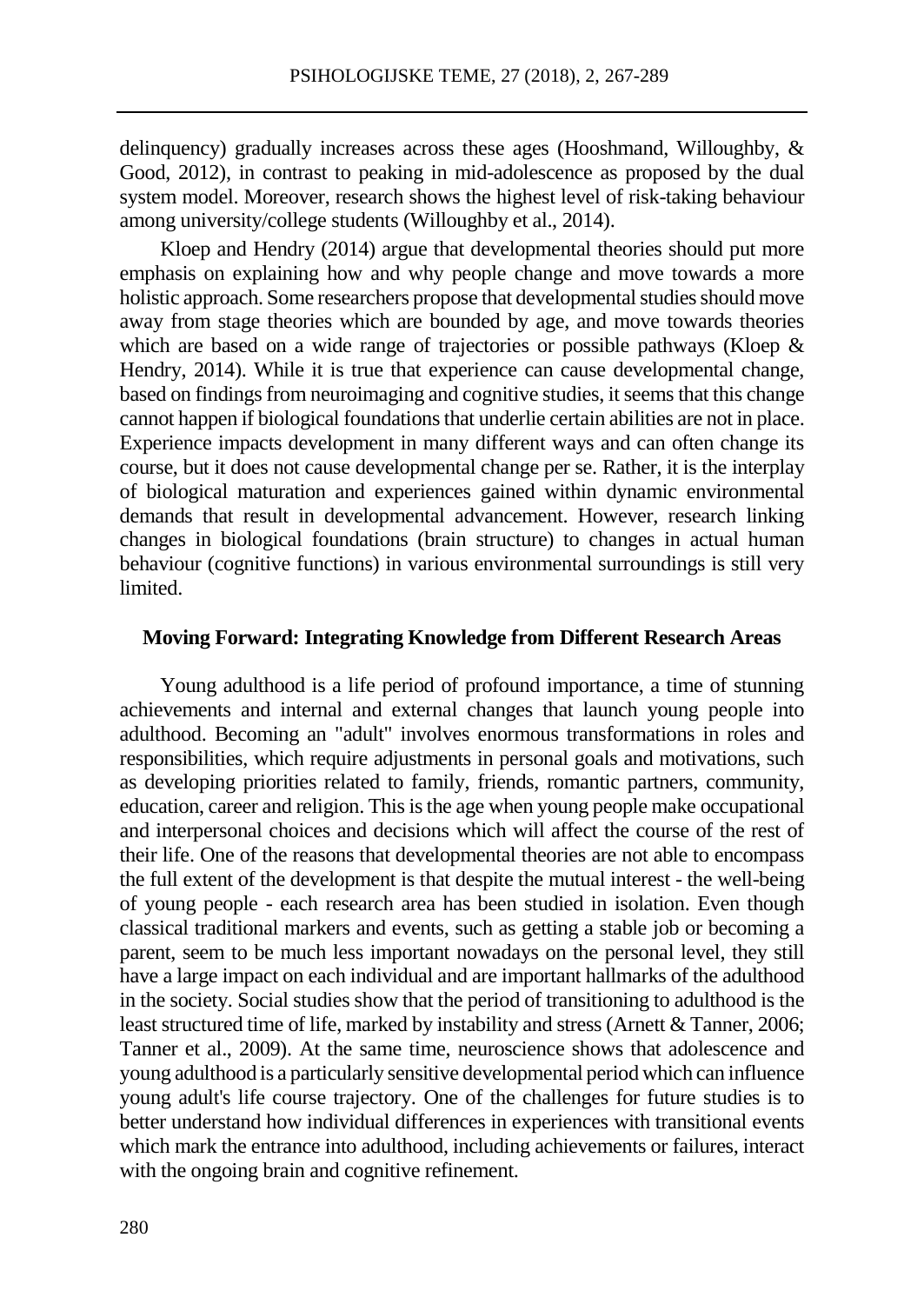delinquency) gradually increases across these ages (Hooshmand, Willoughby, & Good, 2012), in contrast to peaking in mid-adolescence as proposed by the dual system model. Moreover, research shows the highest level of risk-taking behaviour among university/college students (Willoughby et al., 2014).

Kloep and Hendry (2014) argue that developmental theories should put more emphasis on explaining how and why people change and move towards a more holistic approach. Some researchers propose that developmental studies should move away from stage theories which are bounded by age, and move towards theories which are based on a wide range of trajectories or possible pathways (Kloep & Hendry, 2014). While it is true that experience can cause developmental change, based on findings from neuroimaging and cognitive studies, it seems that this change cannot happen if biological foundations that underlie certain abilities are not in place. Experience impacts development in many different ways and can often change its course, but it does not cause developmental change per se. Rather, it is the interplay of biological maturation and experiences gained within dynamic environmental demands that result in developmental advancement. However, research linking changes in biological foundations (brain structure) to changes in actual human behaviour (cognitive functions) in various environmental surroundings is still very limited.

## Moving Forward: Integrating Knowledge from Different Research Areas

Young adulthood is a life period of profound importance, a time of stunning achievements and internal and external changes that launch young people into adulthood. Becoming an "adult" involves enormous transformations in roles and responsibilities, which require adjustments in personal goals and motivations, such as developing priorities related to family, friends, romantic partners, community, education, career and religion. This is the age when young people make occupational and interpersonal choices and decisions which will affect the course of the rest of their life. One of the reasons that developmental theories are not able to encompass the full extent of the development is that despite the mutual interest - the well-being of young people - each research area has been studied in isolation. Even though classical traditional markers and events, such as getting a stable job or becoming a parent, seem to be much less important nowadays on the personal level, they still have a large impact on each individual and are important hallmarks of the adulthood in the society. Social studies show that the period of transitioning to adulthood is the least structured time of life, marked by instability and stress (Arnett & Tanner, 2006; Tanner et al., 2009). At the same time, neuroscience shows that adolescence and young adulthood is a particularly sensitive developmental period which can influence young adult's life course trajectory. One of the challenges for future studies is to better understand how individual differences in experiences with transitional events which mark the entrance into adulthood, including achievements or failures, interact with the ongoing brain and cognitive refinement.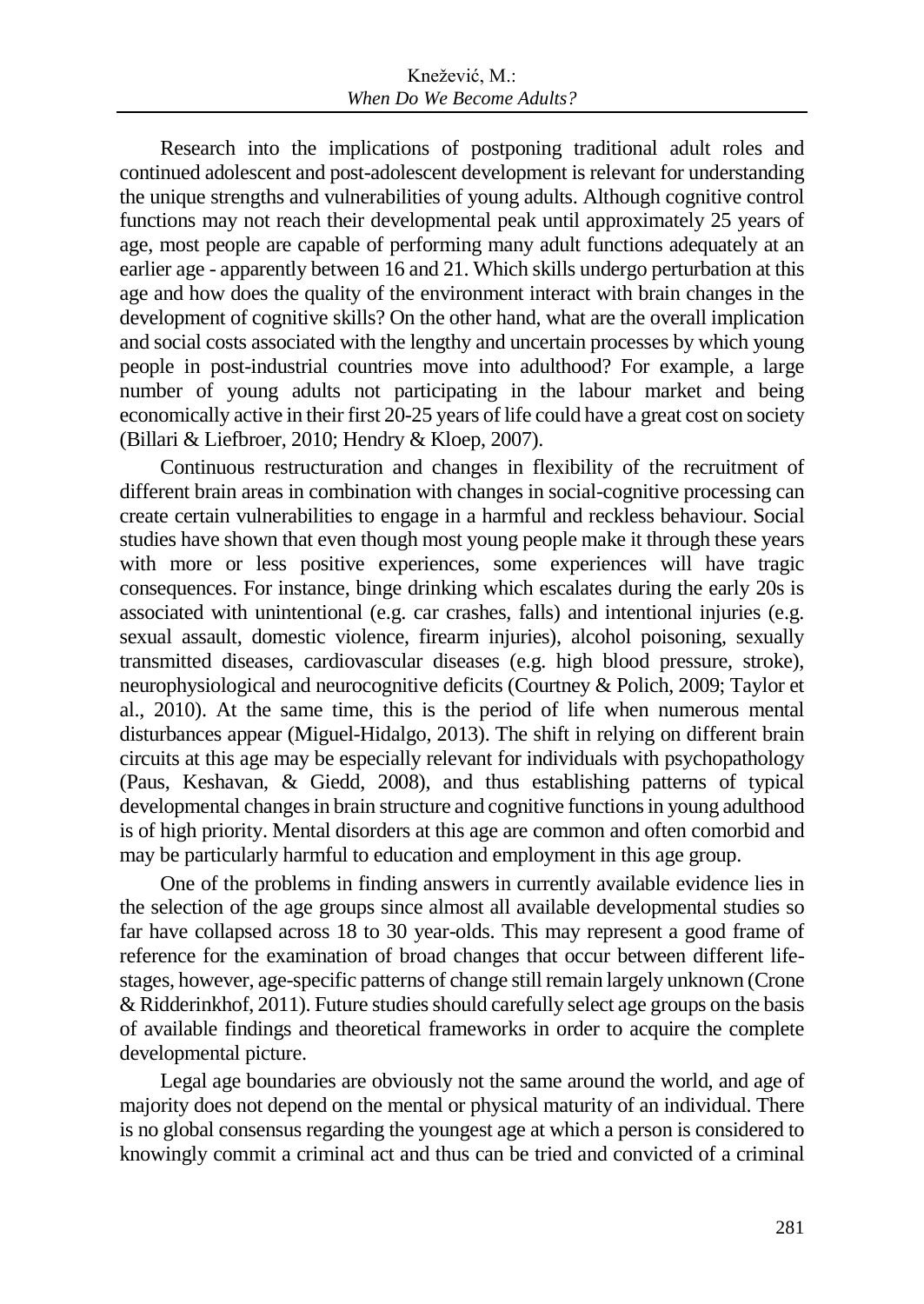Research into the implications of postponing traditional adult roles and continued adolescent and post-adolescent development is relevant for understanding the unique strengths and vulnerabilities of young adults. Although cognitive control functions may not reach their developmental peak until approximately 25 years of age, most people are capable of performing many adult functions adequately at an earlier age - apparently between 16 and 21. Which skills undergo perturbation at this age and how does the quality of the environment interact with brain changes in the development of cognitive skills? On the other hand, what are the overall implication and social costs associated with the lengthy and uncertain processes by which young people in post-industrial countries move into adulthood? For example, a large number of young adults not participating in the labour market and being economically active in their first 20-25 years of life could have a great cost on society (Billari & Liefbroer, 2010; Hendry & Kloep, 2007).

Continuous restructuration and changes in flexibility of the recruitment of different brain areas in combination with changes in social-cognitive processing can create certain vulnerabilities to engage in a harmful and reckless behaviour. Social studies have shown that even though most young people make it through these years with more or less positive experiences, some experiences will have tragic consequences. For instance, binge drinking which escalates during the early 20s is associated with unintentional (e.g. car crashes, falls) and intentional injuries (e.g. sexual assault, domestic violence, firearm injuries), alcohol poisoning, sexually transmitted diseases, cardiovascular diseases (e.g. high blood pressure, stroke), neurophysiological and neurocognitive deficits (Courtney & Polich, 2009; Taylor et al., 2010). At the same time, this is the period of life when numerous mental disturbances appear (Miguel-Hidalgo, 2013). The shift in relying on different brain circuits at this age may be especially relevant for individuals with psychopathology (Paus, Keshavan, & Giedd, 2008), and thus establishing patterns of typical developmental changes in brain structure and cognitive functions in young adulthood is of high priority. Mental disorders at this age are common and often comorbid and may be particularly harmful to education and employment in this age group.

One of the problems in finding answers in currently available evidence lies in the selection of the age groups since almost all available developmental studies so far have collapsed across 18 to 30 year-olds. This may represent a good frame of reference for the examination of broad changes that occur between different life-stages, however, age-specific patterns of change still remain largely unknown (Crone & Ridderinkhof, 2011). Future studies should carefully select age groups on the basis of available findings and theoretical frameworks in order to acquire the complete developmental picture.

Legal age boundaries are obviously not the same around the world, and age of majority does not depend on the mental or physical maturity of an individual. There is no global consensus regarding the youngest age at which a person is considered to knowingly commit a criminal act and thus can be tried and convicted of a criminal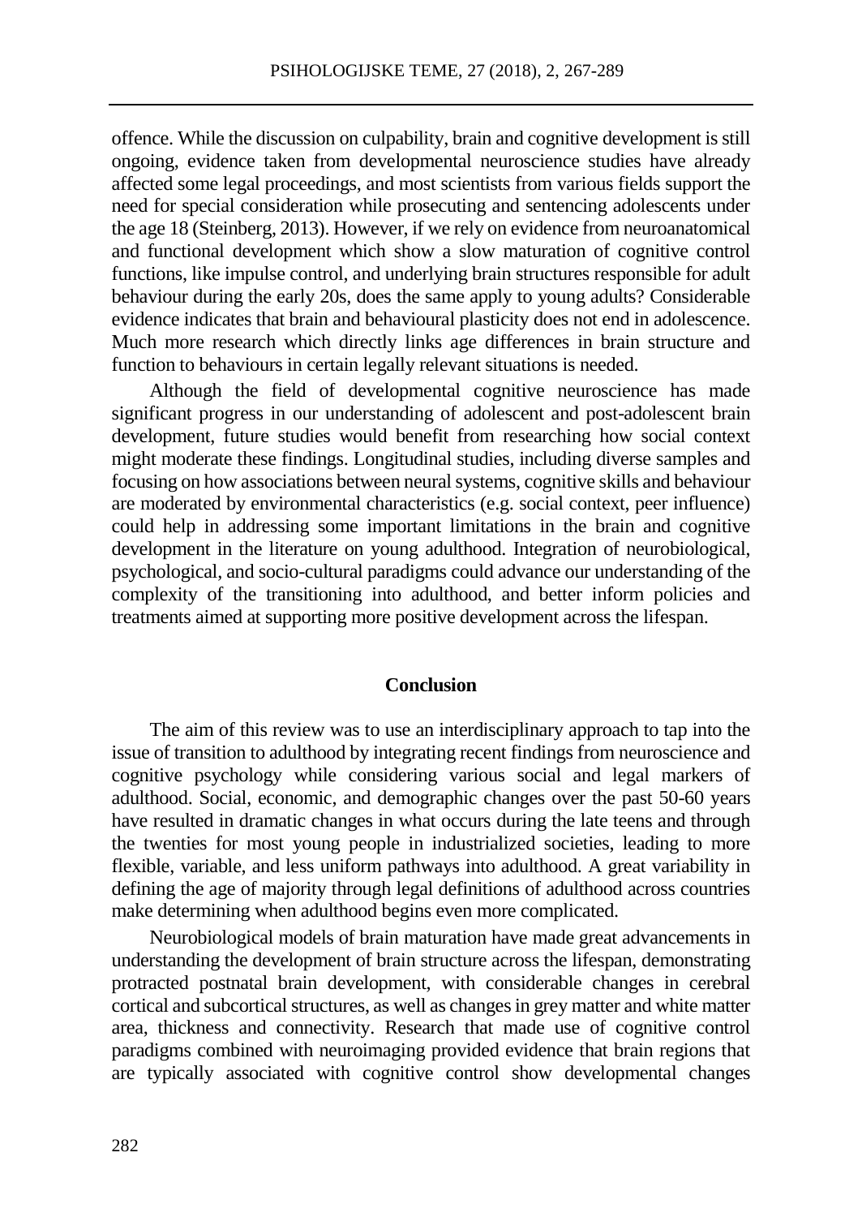offence. While the discussion on culpability, brain and cognitive development is still ongoing, evidence taken from developmental neuroscience studies have already affected some legal proceedings, and most scientists from various fields support the need for special consideration while prosecuting and sentencing adolescents under the age 18 (Steinberg, 2013). However, if we rely on evidence from neuroanatomical and functional development which show a slow maturation of cognitive control functions, like impulse control, and underlying brain structures responsible for adult behaviour during the early 20s, does the same apply to young adults? Considerable evidence indicates that brain and behavioural plasticity does not end in adolescence. Much more research which directly links age differences in brain structure and function to behaviours in certain legally relevant situations is needed.

Although the field of developmental cognitive neuroscience has made significant progress in our understanding of adolescent and post-adolescent brain development, future studies would benefit from researching how social context might moderate these findings. Longitudinal studies, including diverse samples and focusing on how associations between neural systems, cognitive skills and behaviour are moderated by environmental characteristics (e.g. social context, peer influence) could help in addressing some important limitations in the brain and cognitive development in the literature on young adulthood. Integration of neurobiological, psychological, and socio-cultural paradigms could advance our understanding of the complexity of the transitioning into adulthood, and better inform policies and treatments aimed at supporting more positive development across the lifespan.

## Conclusion

The aim of this review was to use an interdisciplinary approach to tap into the issue of transition to adulthood by integrating recent findings from neuroscience and cognitive psychology while considering various social and legal markers of adulthood. Social, economic, and demographic changes over the past 50-60 years have resulted in dramatic changes in what occurs during the late teens and through the twenties for most young people in industrialized societies, leading to more flexible, variable, and less uniform pathways into adulthood. A great variability in defining the age of majority through legal definitions of adulthood across countries make determining when adulthood begins even more complicated.

Neurobiological models of brain maturation have made great advancements in understanding the development of brain structure across the lifespan, demonstrating protracted postnatal brain development, with considerable changes in cerebral cortical and subcortical structures, as well as changes in grey matter and white matter area, thickness and connectivity. Research that made use of cognitive control paradigms combined with neuroimaging provided evidence that brain regions that are typically associated with cognitive control show developmental changes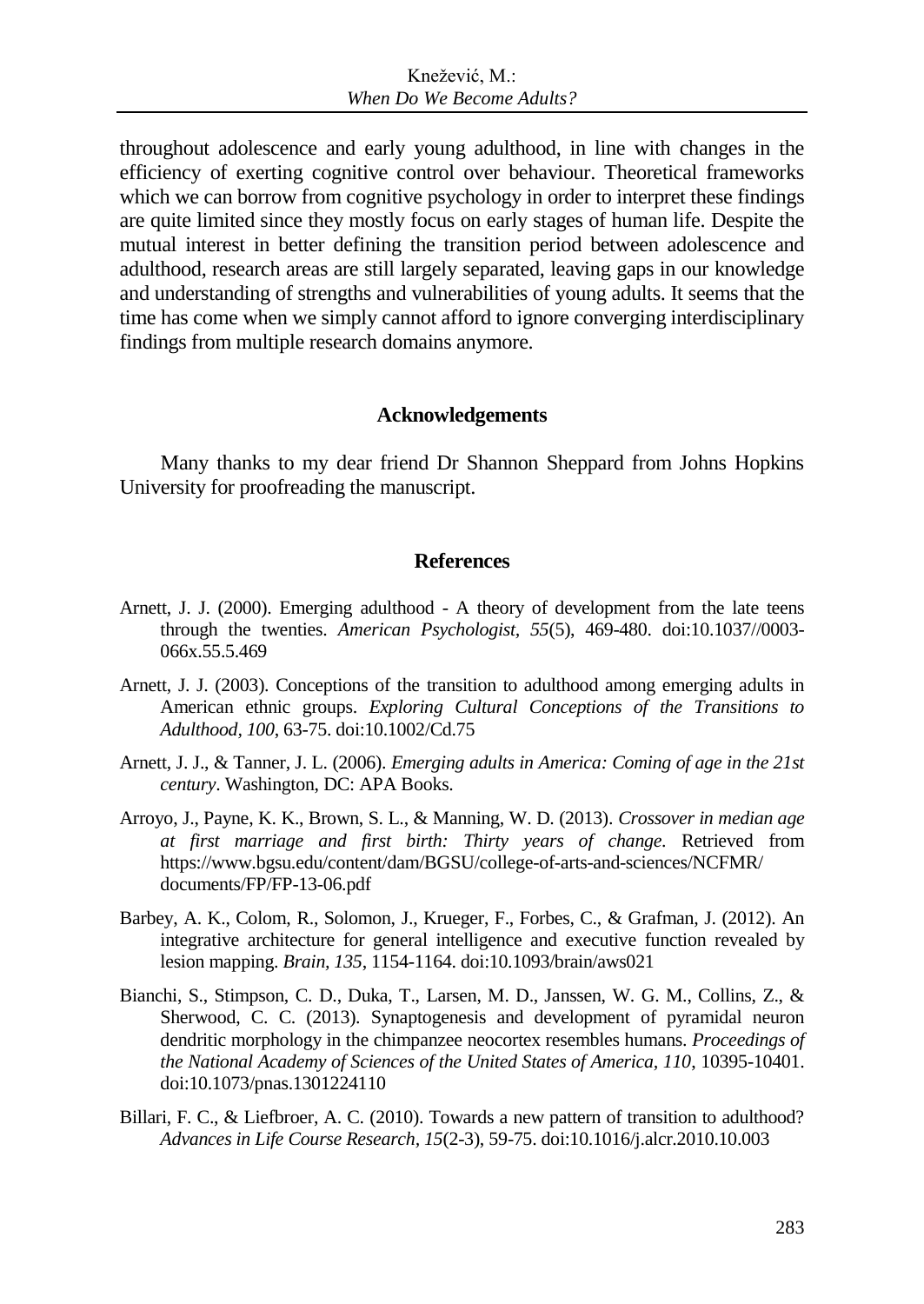throughout adolescence and early young adulthood, in line with changes in the efficiency of exerting cognitive control over behaviour. Theoretical frameworks which we can borrow from cognitive psychology in order to interpret these findings are quite limited since they mostly focus on early stages of human life. Despite the mutual interest in better defining the transition period between adolescence and adulthood, research areas are still largely separated, leaving gaps in our knowledge and understanding of strengths and vulnerabilities of young adults. It seems that the time has come when we simply cannot afford to ignore converging interdisciplinary findings from multiple research domains anymore.

## Acknowledgements

Many thanks to my dear friend Dr Shannon Sheppard from Johns Hopkins University for proofreading the manuscript.

## References

Arnett, J. J. (2000). Emerging adulthood - A theory of development from the late teens through the twenties. *American Psychologist, 55*(5), 469-480. doi:10.1037//0003-066x.55.5.469

Arnett, J. J. (2003). Conceptions of the transition to adulthood among emerging adults in American ethnic groups. *Exploring Cultural Conceptions of the Transitions to Adulthood, 100*, 63-75. doi:10.1002/Cd.75

Arnett, J. J., & Tanner, J. L. (2006). *Emerging adults in America: Coming of age in the 21st century*. Washington, DC: APA Books.

Arroyo, J., Payne, K. K., Brown, S. L., & Manning, W. D. (2013). *Crossover in median age at first marriage and first birth: Thirty years of change.* Retrieved from https://www.bgsu.edu/content/dam/BGSU/college-of-arts-and-sciences/NCFMR/documents/FP/FP-13-06.pdf

Barbey, A. K., Colom, R., Solomon, J., Krueger, F., Forbes, C., & Grafman, J. (2012). An integrative architecture for general intelligence and executive function revealed by lesion mapping. *Brain, 135*, 1154-1164. doi:10.1093/brain/aws021

Bianchi, S., Stimpson, C. D., Duka, T., Larsen, M. D., Janssen, W. G. M., Collins, Z., & Sherwood, C. C. (2013). Synaptogenesis and development of pyramidal neuron dendritic morphology in the chimpanzee neocortex resembles humans. *Proceedings of the National Academy of Sciences of the United States of America, 110*, 10395-10401. doi:10.1073/pnas.1301224110

Billari, F. C., & Liefbroer, A. C. (2010). Towards a new pattern of transition to adulthood? *Advances in Life Course Research, 15*(2-3), 59-75. doi:10.1016/j.alcr.2010.10.003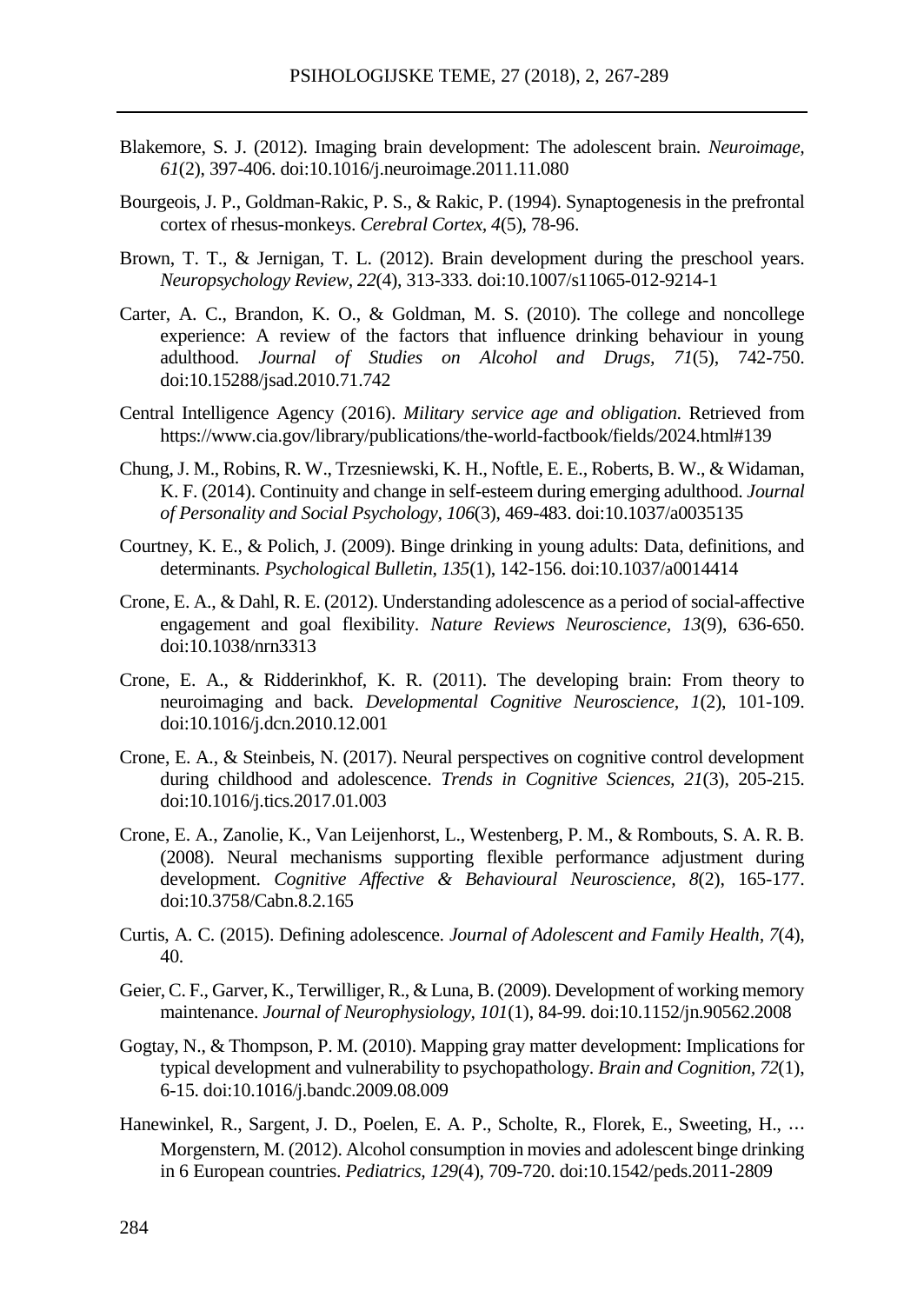Blakemore, S. J. (2012). Imaging brain development: The adolescent brain. *Neuroimage, 61*(2), 397-406. doi:10.1016/j.neuroimage.2011.11.080

Bourgeois, J. P., Goldman-Rakic, P. S., & Rakic, P. (1994). Synaptogenesis in the prefrontal cortex of rhesus-monkeys. *Cerebral Cortex, 4*(5), 78-96.

Brown, T. T., & Jernigan, T. L. (2012). Brain development during the preschool years. *Neuropsychology Review, 22*(4), 313-333. doi:10.1007/s11065-012-9214-1

Carter, A. C., Brandon, K. O., & Goldman, M. S. (2010). The college and noncollege experience: A review of the factors that influence drinking behaviour in young adulthood. *Journal of Studies on Alcohol and Drugs, 71*(5), 742-750. doi:10.15288/jsad.2010.71.742

Central Intelligence Agency (2016). *Military service age and obligation.* Retrieved from https://www.cia.gov/library/publications/the-world-factbook/fields/2024.html#139

Chung, J. M., Robins, R. W., Trzesniewski, K. H., Noftle, E. E., Roberts, B. W., & Widaman, K. F. (2014). Continuity and change in self-esteem during emerging adulthood. *Journal of Personality and Social Psychology, 106*(3), 469-483. doi:10.1037/a0035135

Courtney, K. E., & Polich, J. (2009). Binge drinking in young adults: Data, definitions, and determinants. *Psychological Bulletin, 135*(1), 142-156. doi:10.1037/a0014414

Crone, E. A., & Dahl, R. E. (2012). Understanding adolescence as a period of social-affective engagement and goal flexibility. *Nature Reviews Neuroscience, 13*(9), 636-650. doi:10.1038/nrn3313

Crone, E. A., & Ridderinkhof, K. R. (2011). The developing brain: From theory to neuroimaging and back. *Developmental Cognitive Neuroscience, 1*(2), 101-109. doi:10.1016/j.dcn.2010.12.001

Crone, E. A., & Steinbeis, N. (2017). Neural perspectives on cognitive control development during childhood and adolescence. *Trends in Cognitive Sciences, 21*(3), 205-215. doi:10.1016/j.tics.2017.01.003

Crone, E. A., Zanolie, K., Van Leijenhorst, L., Westenberg, P. M., & Rombouts, S. A. R. B. (2008). Neural mechanisms supporting flexible performance adjustment during development. *Cognitive Affective & Behavioural Neuroscience, 8*(2), 165-177. doi:10.3758/Cabn.8.2.165

Curtis, A. C. (2015). Defining adolescence. *Journal of Adolescent and Family Health, 7*(4), 40.

Geier, C. F., Garver, K., Terwilliger, R., & Luna, B. (2009). Development of working memory maintenance. *Journal of Neurophysiology, 101*(1), 84-99. doi:10.1152/jn.90562.2008

Gogtay, N., & Thompson, P. M. (2010). Mapping gray matter development: Implications for typical development and vulnerability to psychopathology. *Brain and Cognition, 72*(1), 6-15. doi:10.1016/j.bandc.2009.08.009

Hanewinkel, R., Sargent, J. D., Poelen, E. A. P., Scholte, R., Florek, E., Sweeting, H., … Morgenstern, M. (2012). Alcohol consumption in movies and adolescent binge drinking in 6 European countries. *Pediatrics, 129*(4), 709-720. doi:10.1542/peds.2011-2809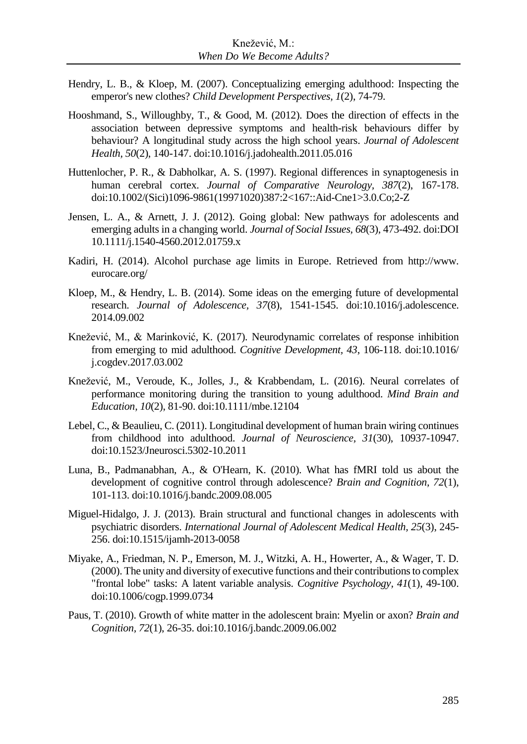Hendry, L. B., & Kloep, M. (2007). Conceptualizing emerging adulthood: Inspecting the emperor's new clothes? *Child Development Perspectives, 1*(2), 74-79.

Hooshmand, S., Willoughby, T., & Good, M. (2012). Does the direction of effects in the association between depressive symptoms and health-risk behaviours differ by behaviour? A longitudinal study across the high school years. *Journal of Adolescent Health, 50*(2), 140-147. doi:10.1016/j.jadohealth.2011.05.016

Huttenlocher, P. R., & Dabholkar, A. S. (1997). Regional differences in synaptogenesis in human cerebral cortex. *Journal of Comparative Neurology, 387*(2), 167-178. doi:10.1002/(Sici)1096-9861(19971020)387:2<167::Aid-Cne1>3.0.Co;2-Z

Jensen, L. A., & Arnett, J. J. (2012). Going global: New pathways for adolescents and emerging adults in a changing world. *Journal of Social Issues, 68*(3), 473-492. doi:DOI 10.1111/j.1540-4560.2012.01759.x

Kadiri, H. (2014). Alcohol purchase age limits in Europe. Retrieved from http://www.eurocare.org/

Kloep, M., & Hendry, L. B. (2014). Some ideas on the emerging future of developmental research. *Journal of Adolescence, 37*(8), 1541-1545. doi:10.1016/j.adolescence.2014.09.002

Knežević, M., & Marinković, K. (2017). Neurodynamic correlates of response inhibition from emerging to mid adulthood. *Cognitive Development, 43*, 106-118. doi:10.1016/j.cogdev.2017.03.002

Knežević, M., Veroude, K., Jolles, J., & Krabbendam, L. (2016). Neural correlates of performance monitoring during the transition to young adulthood. *Mind Brain and Education, 10*(2), 81-90. doi:10.1111/mbe.12104

Lebel, C., & Beaulieu, C. (2011). Longitudinal development of human brain wiring continues from childhood into adulthood. *Journal of Neuroscience, 31*(30), 10937-10947. doi:10.1523/Jneurosci.5302-10.2011

Luna, B., Padmanabhan, A., & O'Hearn, K. (2010). What has fMRI told us about the development of cognitive control through adolescence? *Brain and Cognition, 72*(1), 101-113. doi:10.1016/j.bandc.2009.08.005

Miguel-Hidalgo, J. J. (2013). Brain structural and functional changes in adolescents with psychiatric disorders. *International Journal of Adolescent Medical Health, 25*(3), 245-256. doi:10.1515/ijamh-2013-0058

Miyake, A., Friedman, N. P., Emerson, M. J., Witzki, A. H., Howerter, A., & Wager, T. D. (2000). The unity and diversity of executive functions and their contributions to complex "frontal lobe" tasks: A latent variable analysis. *Cognitive Psychology, 41*(1), 49-100. doi:10.1006/cogp.1999.0734

Paus, T. (2010). Growth of white matter in the adolescent brain: Myelin or axon? *Brain and Cognition, 72*(1), 26-35. doi:10.1016/j.bandc.2009.06.002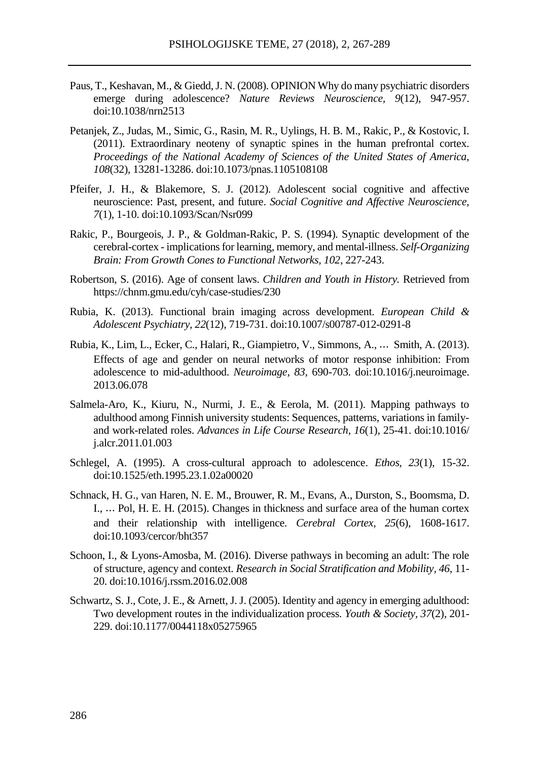Paus, T., Keshavan, M., & Giedd, J. N. (2008). OPINION Why do many psychiatric disorders emerge during adolescence? *Nature Reviews Neuroscience, 9*(12), 947-957. doi:10.1038/nrn2513

Petanjek, Z., Judas, M., Simic, G., Rasin, M. R., Uylings, H. B. M., Rakic, P., & Kostovic, I. (2011). Extraordinary neoteny of synaptic spines in the human prefrontal cortex. *Proceedings of the National Academy of Sciences of the United States of America, 108*(32), 13281-13286. doi:10.1073/pnas.1105108108

Pfeifer, J. H., & Blakemore, S. J. (2012). Adolescent social cognitive and affective neuroscience: Past, present, and future. *Social Cognitive and Affective Neuroscience, 7*(1), 1-10. doi:10.1093/Scan/Nsr099

Rakic, P., Bourgeois, J. P., & Goldman-Rakic, P. S. (1994). Synaptic development of the cerebral-cortex - implications for learning, memory, and mental-illness. *Self-Organizing Brain: From Growth Cones to Functional Networks, 102*, 227-243.

Robertson, S. (2016). Age of consent laws. *Children and Youth in History.* Retrieved from https://chnm.gmu.edu/cyh/case-studies/230

Rubia, K. (2013). Functional brain imaging across development. *European Child & Adolescent Psychiatry, 22*(12), 719-731. doi:10.1007/s00787-012-0291-8

Rubia, K., Lim, L., Ecker, C., Halari, R., Giampietro, V., Simmons, A., … Smith, A. (2013). Effects of age and gender on neural networks of motor response inhibition: From adolescence to mid-adulthood. *Neuroimage, 83*, 690-703. doi:10.1016/j.neuroimage.2013.06.078

Salmela-Aro, K., Kiuru, N., Nurmi, J. E., & Eerola, M. (2011). Mapping pathways to adulthood among Finnish university students: Sequences, patterns, variations in family- and work-related roles. *Advances in Life Course Research, 16*(1), 25-41. doi:10.1016/j.alcr.2011.01.003

Schlegel, A. (1995). A cross-cultural approach to adolescence. *Ethos, 23*(1), 15-32. doi:10.1525/eth.1995.23.1.02a00020

Schnack, H. G., van Haren, N. E. M., Brouwer, R. M., Evans, A., Durston, S., Boomsma, D. I., … Pol, H. E. H. (2015). Changes in thickness and surface area of the human cortex and their relationship with intelligence. *Cerebral Cortex, 25*(6), 1608-1617. doi:10.1093/cercor/bht357

Schoon, I., & Lyons-Amosba, M. (2016). Diverse pathways in becoming an adult: The role of structure, agency and context. *Research in Social Stratification and Mobility, 46*, 11-20. doi:10.1016/j.rssm.2016.02.008

Schwartz, S. J., Cote, J. E., & Arnett, J. J. (2005). Identity and agency in emerging adulthood: Two development routes in the individualization process. *Youth & Society, 37*(2), 201-229. doi:10.1177/0044118x05275965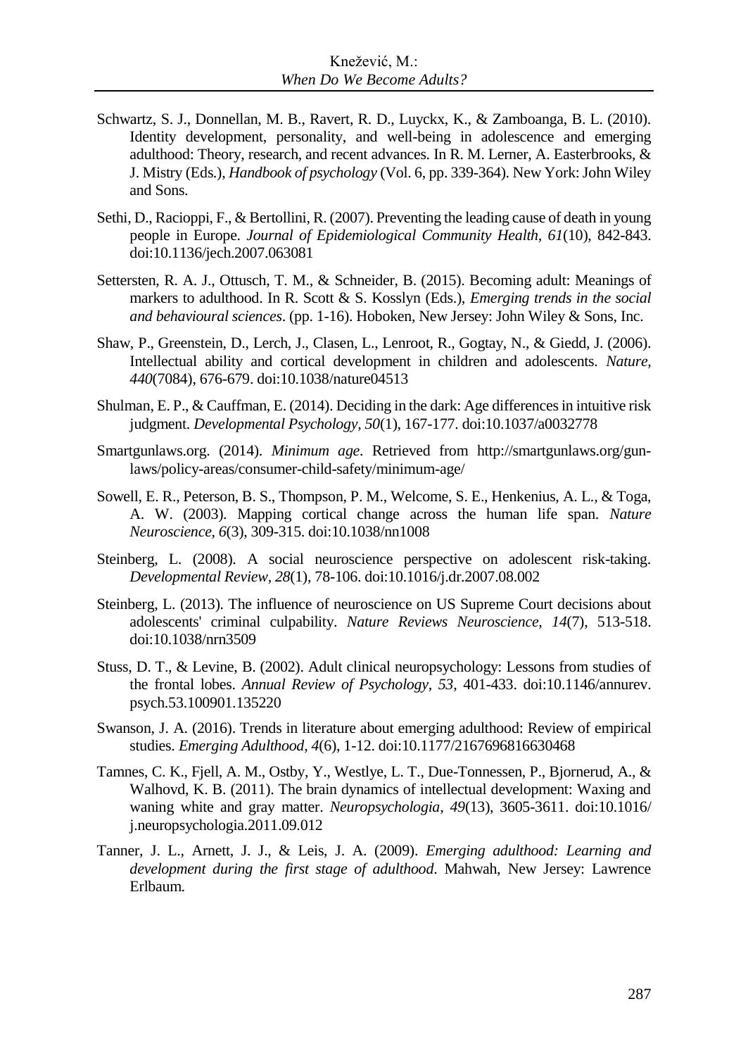Schwartz, S. J., Donnellan, M. B., Ravert, R. D., Luyckx, K., & Zamboanga, B. L. (2010). Identity development, personality, and well-being in adolescence and emerging adulthood: Theory, research, and recent advances. In R. M. Lerner, A. Easterbrooks, & J. Mistry (Eds.), *Handbook of psychology* (Vol. 6, pp. 339-364). New York: John Wiley and Sons.

Sethi, D., Racioppi, F., & Bertollini, R. (2007). Preventing the leading cause of death in young people in Europe. *Journal of Epidemiological Community Health, 61*(10), 842-843. doi:10.1136/jech.2007.063081

Settersten, R. A. J., Ottusch, T. M., & Schneider, B. (2015). Becoming adult: Meanings of markers to adulthood. In R. Scott & S. Kosslyn (Eds.), *Emerging trends in the social and behavioural sciences*. (pp. 1-16). Hoboken, New Jersey: John Wiley & Sons, Inc.

Shaw, P., Greenstein, D., Lerch, J., Clasen, L., Lenroot, R., Gogtay, N., & Giedd, J. (2006). Intellectual ability and cortical development in children and adolescents. *Nature, 440*(7084), 676-679. doi:10.1038/nature04513

Shulman, E. P., & Cauffman, E. (2014). Deciding in the dark: Age differences in intuitive risk judgment. *Developmental Psychology, 50*(1), 167-177. doi:10.1037/a0032778

Smartgunlaws.org. (2014). *Minimum age*. Retrieved from http://smartgunlaws.org/gun-laws/policy-areas/consumer-child-safety/minimum-age/

Sowell, E. R., Peterson, B. S., Thompson, P. M., Welcome, S. E., Henkenius, A. L., & Toga, A. W. (2003). Mapping cortical change across the human life span. *Nature Neuroscience, 6*(3), 309-315. doi:10.1038/nn1008

Steinberg, L. (2008). A social neuroscience perspective on adolescent risk-taking. *Developmental Review, 28*(1), 78-106. doi:10.1016/j.dr.2007.08.002

Steinberg, L. (2013). The influence of neuroscience on US Supreme Court decisions about adolescents' criminal culpability. *Nature Reviews Neuroscience, 14*(7), 513-518. doi:10.1038/nrn3509

Stuss, D. T., & Levine, B. (2002). Adult clinical neuropsychology: Lessons from studies of the frontal lobes. *Annual Review of Psychology, 53*, 401-433. doi:10.1146/annurev.psych.53.100901.135220

Swanson, J. A. (2016). Trends in literature about emerging adulthood: Review of empirical studies. *Emerging Adulthood, 4*(6), 1-12. doi:10.1177/2167696816630468

Tamnes, C. K., Fjell, A. M., Ostby, Y., Westlye, L. T., Due-Tonnessen, P., Bjornerud, A., & Walhovd, K. B. (2011). The brain dynamics of intellectual development: Waxing and waning white and gray matter. *Neuropsychologia, 49*(13), 3605-3611. doi:10.1016/j.neuropsychologia.2011.09.012

Tanner, J. L., Arnett, J. J., & Leis, J. A. (2009). *Emerging adulthood: Learning and development during the first stage of adulthood*. Mahwah, New Jersey: Lawrence Erlbaum.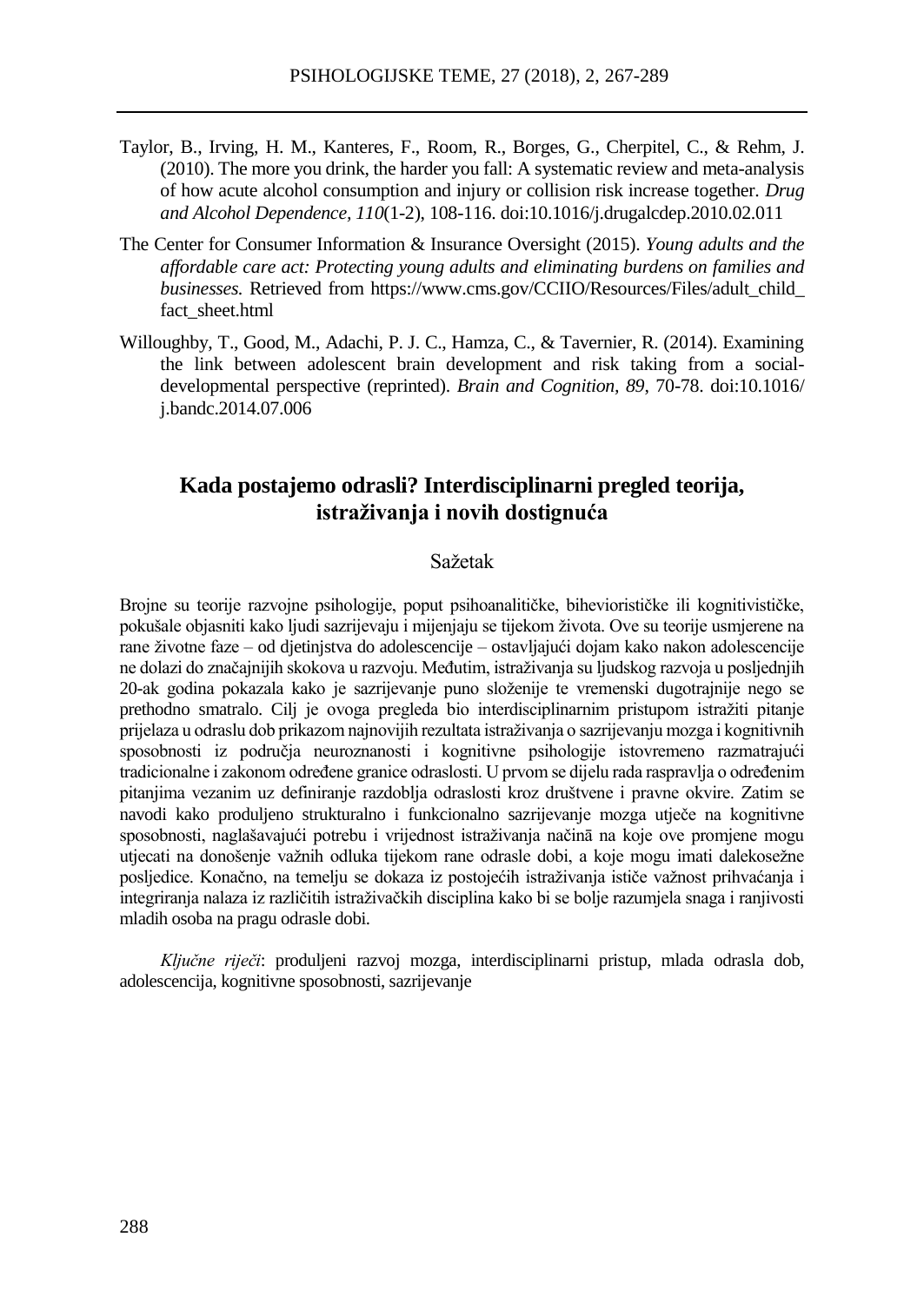Taylor, B., Irving, H. M., Kanteres, F., Room, R., Borges, G., Cherpitel, C., & Rehm, J. (2010). The more you drink, the harder you fall: A systematic review and meta-analysis of how acute alcohol consumption and injury or collision risk increase together. *Drug and Alcohol Dependence, 110*(1-2), 108-116. doi:10.1016/j.drugalcdep.2010.02.011

The Center for Consumer Information & Insurance Oversight (2015). *Young adults and the affordable care act: Protecting young adults and eliminating burdens on families and businesses.* Retrieved from https://www.cms.gov/CCIIO/Resources/Files/adult_child_fact_sheet.html

Willoughby, T., Good, M., Adachi, P. J. C., Hamza, C., & Tavernier, R. (2014). Examining the link between adolescent brain development and risk taking from a social-developmental perspective (reprinted). *Brain and Cognition, 89*, 70-78. doi:10.1016/j.bandc.2014.07.006

## Kada postajemo odrasli? Interdisciplinarni pregled teorija, istraživanja i novih dostignuća

### Sažetak

Brojne su teorije razvojne psihologije, poput psihoanalitičke, bihevioristčke ili kognitivističke, pokušale objasniti kako ljudi sazrijevaju i mijenjaju se tijekom života. Ove su teorije usmjerene na rane životne faze – od djetinjstva do adolescencije – ostavljajući dojam kako nakon adolescencije ne dolazi do značajnijih skokova u razvoju. Međutim, istraživanja su ljudskog razvoja u posljednjih 20-ak godina pokazala kako je sazrijevanje puno složenije te vremenski dugotrajnije nego se prethodno smatralo. Cilj je ovoga pregleda bio interdisciplinarnim pristupom istražiti pitanje prijelaza u odraslu dob prikazom najnovijih rezultata istraživanja o sazrijevanju mozga i kognitivnih sposobnosti iz područja neuroznanosti i kognitivne psihologije istovremeno razmatrajući tradicionalne i zakonom određene granice odraslosti. U prvom se dijelu rada raspravlja o određenim pitanjima vezanim uz definiranje razdoblja odraslosti kroz društvene i pravne okvire. Zatim se navodi kako produljeno strukturalno i funkcionalno sazrijevanje mozga utječe na kognitivne sposobnosti, naglašavajući potrebu i vrijednost istraživanja načinā na koje ove promjene mogu utjecati na donošenje važnih odluka tijekom rane odrasle dobi, a koje mogu imati dalekosežne posljedice. Konačno, na temelju se dokaza iz postojećih istraživanja ističe važnost prihvaćanja i integriranja nalaza iz različitih istraživačkih disciplina kako bi se bolje razumjela snaga i ranjivosti mladih osoba na pragu odrasle dobi.

*Ključne riječi*: produljeni razvoj mozga, interdisciplinarni pristup, mlada odrasla dob, adolescencija, kognitivne sposobnosti, sazrijevanje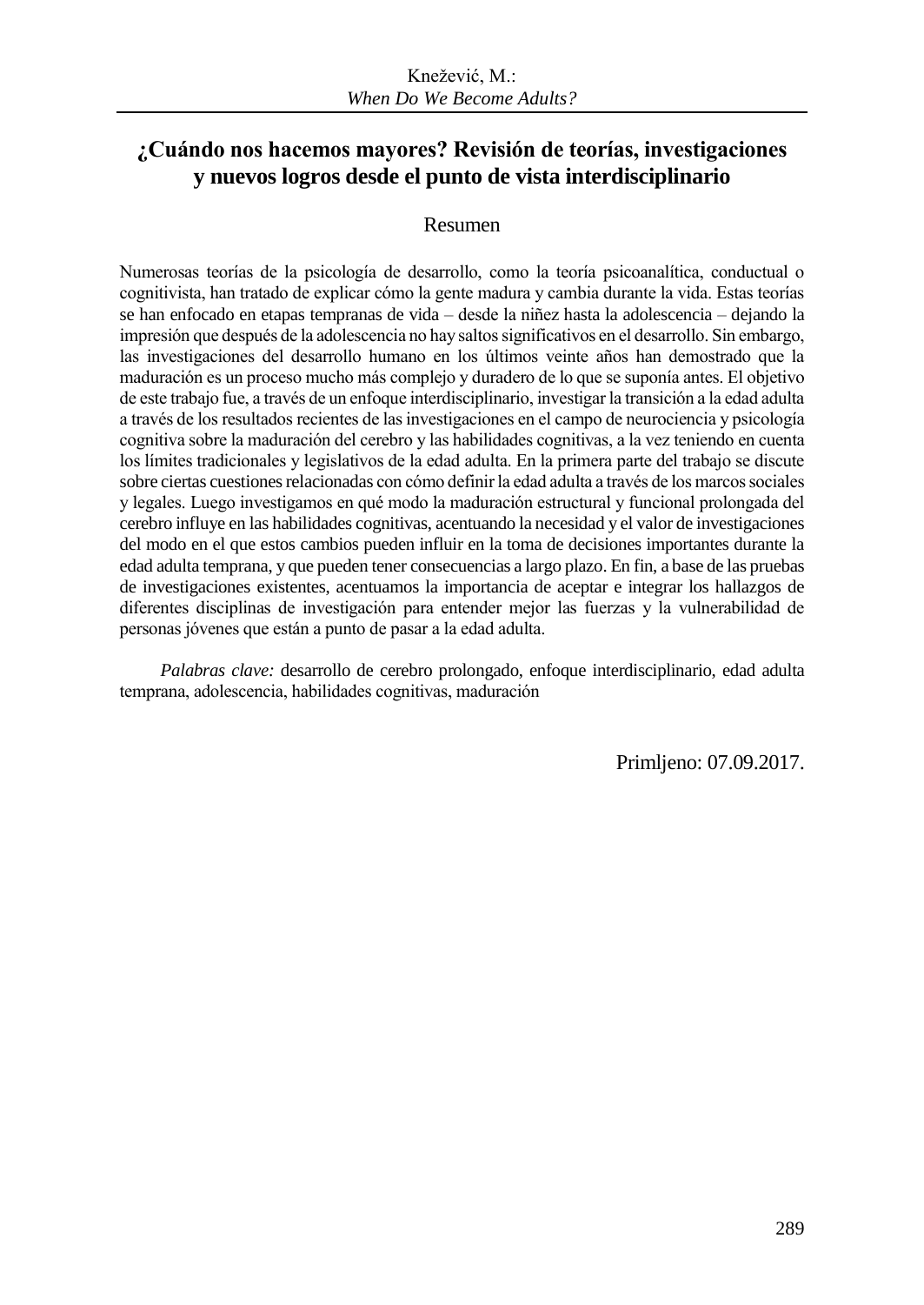# ¿Cuándo nos hacemos mayores? Revisión de teorías, investigaciones y nuevos logros desde el punto de vista interdisciplinario

## Resumen

Numerosas teorías de la psicología de desarrollo, como la teoría psicoanalítica, conductual o cognitivista, han tratado de explicar cómo la gente madura y cambia durante la vida. Estas teorías se han enfocado en etapas tempranas de vida – desde la niñez hasta la adolescencia – dejando la impresión que después de la adolescencia no hay saltos significativos en el desarrollo. Sin embargo, las investigaciones del desarrollo humano en los últimos veinte años han demostrado que la maduración es un proceso mucho más complejo y duradero de lo que se suponía antes. El objetivo de este trabajo fue, a través de un enfoque interdisciplinario, investigar la transición a la edad adulta a través de los resultados recientes de las investigaciones en el campo de neurociencia y psicología cognitiva sobre la maduración del cerebro y las habilidades cognitivas, a la vez teniendo en cuenta los límites tradicionales y legislativos de la edad adulta. En la primera parte del trabajo se discute sobre ciertas cuestiones relacionadas con cómo definir la edad adulta a través de los marcos sociales y legales. Luego investigamos en qué modo la maduración estructural y funcional prolongada del cerebro influye en las habilidades cognitivas, acentuando la necesidad y el valor de investigaciones del modo en el que estos cambios pueden influir en la toma de decisiones importantes durante la edad adulta temprana, y que pueden tener consecuencias a largo plazo. En fin, a base de las pruebas de investigaciones existentes, acentuamos la importancia de aceptar e integrar los hallazgos de diferentes disciplinas de investigación para entender mejor las fuerzas y la vulnerabilidad de personas jóvenes que están a punto de pasar a la edad adulta.

*Palabras clave:* desarrollo de cerebro prolongado, enfoque interdisciplinario, edad adulta temprana, adolescencia, habilidades cognitivas, maduración

Primljeno: 07.09.2017.